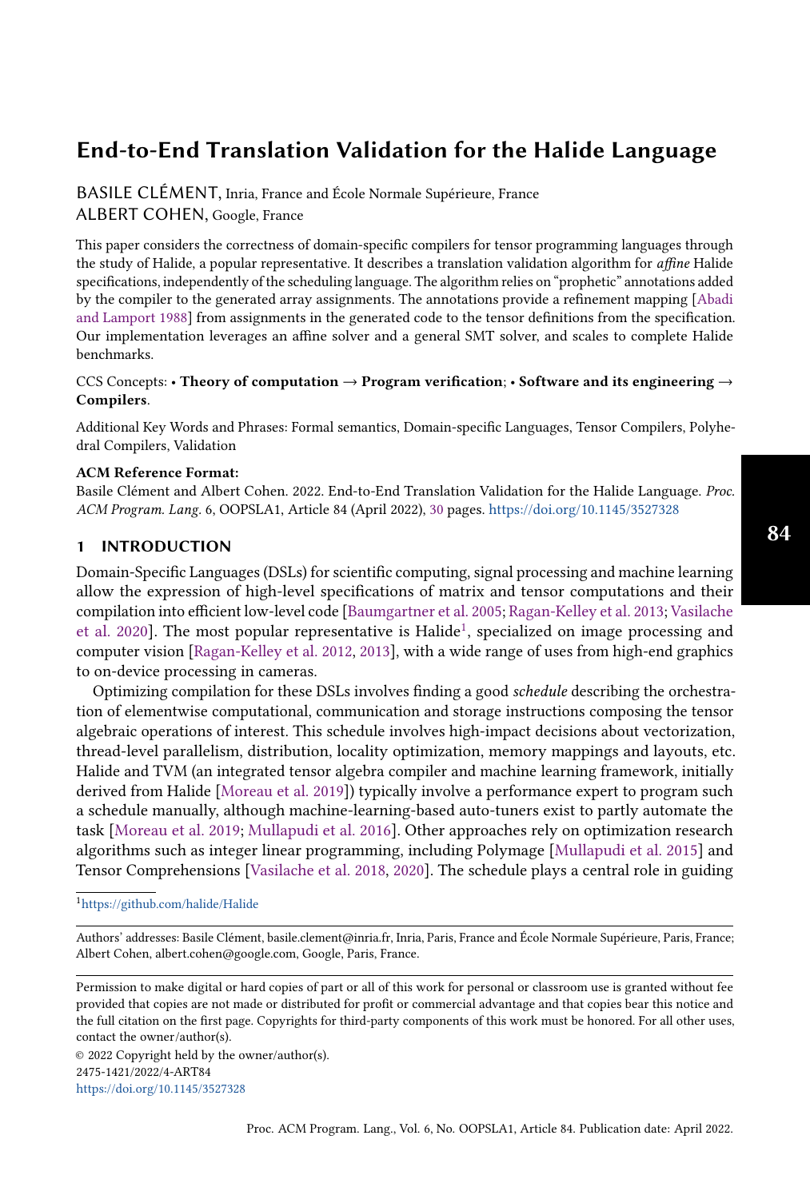# End-to-End Translation Validation for the Halide Language

BASILE CLÉMENT, Inria, France and École Normale Supérieure, France

ALBERT COHEN, Google, France

This paper considers the correctness of domain-specific compilers for tensor programming languages through the study of Halide, a popular representative. It describes a translation validation algorithm for *affine* Halide specifications, independently of the scheduling language. The algorithm relies on "prophetic" annotations added by the compiler to the generated array assignments. The annotations provide a refinement mapping [Abadi and Lamport 1988] from assignments in the generated code to the tensor definitions from the specification. Our implementation leverages an affine solver and a general SMT solver, and scales to complete Halide benchmarks.

CCS Concepts: • **Theory of computation → Program verification**; • **Software and its engineering → Compilers**.

Additional Key Words and Phrases: Formal semantics, Domain-specific Languages, Tensor Compilers, Polyhedral Compilers, Validation

**ACM Reference Format:**

Basile Clément and Albert Cohen. 2022. End-to-End Translation Validation for the Halide Language. *Proc. ACM Program. Lang.* 6, OOPSLA1, Article 84 (April 2022), 30 pages. https://doi.org/10.1145/3527328

## 1 INTRODUCTION

Domain-Specific Languages (DSLs) for scientific computing, signal processing and machine learning allow the expression of high-level specifications of matrix and tensor computations and their compilation into efficient low-level code [Baumgartner et al. 2005; Ragan-Kelley et al. 2013; Vasilache et al. 2020]. The most popular representative is Halide[1], specialized on image processing and computer vision [Ragan-Kelley et al. 2012, 2013], with a wide range of uses from high-end graphics to on-device processing in cameras.

Optimizing compilation for these DSLs involves finding a good *schedule* describing the orchestration of elementwise computational, communication and storage instructions composing the tensor algebraic operations of interest. This schedule involves high-impact decisions about vectorization, thread-level parallelism, distribution, locality optimization, memory mappings and layouts, etc. Halide and TVM (an integrated tensor algebra compiler and machine learning framework, initially derived from Halide [Moreau et al. 2019]) typically involve a performance expert to program such a schedule manually, although machine-learning-based auto-tuners exist to partly automate the task [Moreau et al. 2019; Mullapudi et al. 2016]. Other approaches rely on optimization research algorithms such as integer linear programming, including Polymage [Mullapudi et al. 2015] and Tensor Comprehensions [Vasilache et al. 2018, 2020]. The schedule plays a central role in guiding

[1] https://github.com/halide/Halide

Authors' addresses: Basile Clément, basile.clement@inria.fr, Inria, Paris, France and École Normale Supérieure, Paris, France; Albert Cohen, albert.cohen@google.com, Google, Paris, France.

Permission to make digital or hard copies of part or all of this work for personal or classroom use is granted without fee provided that copies are not made or distributed for profit or commercial advantage and that copies bear this notice and the full citation on the first page. Copyrights for third-party components of this work must be honored. For all other uses, contact the owner/author(s).

© 2022 Copyright held by the owner/author(s).
2475-1421/2022/4-ART84
https://doi.org/10.1145/3527328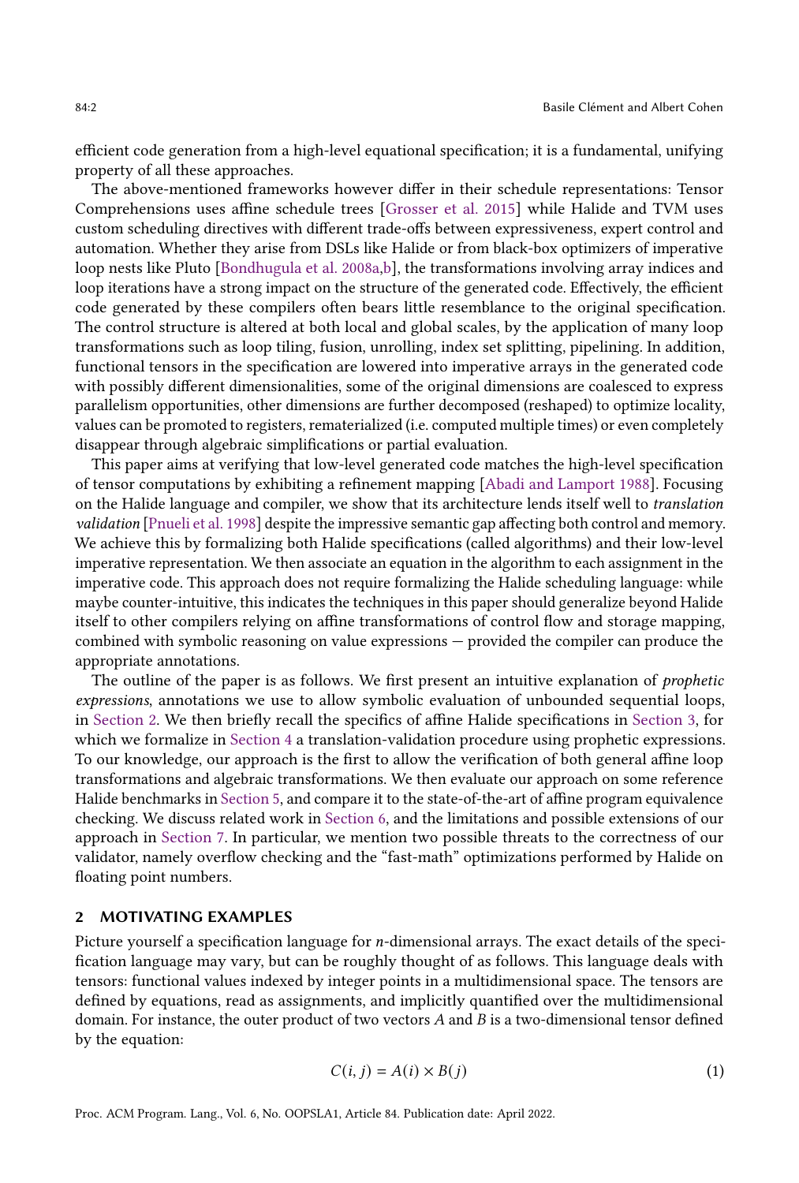efficient code generation from a high-level equational specification; it is a fundamental, unifying property of all these approaches.

The above-mentioned frameworks however differ in their schedule representations: Tensor Comprehensions uses affine schedule trees [Grosser et al. 2015] while Halide and TVM uses custom scheduling directives with different trade-offs between expressiveness, expert control and automation. Whether they arise from DSLs like Halide or from black-box optimizers of imperative loop nests like Pluto [Bondhugula et al. 2008a,b], the transformations involving array indices and loop iterations have a strong impact on the structure of the generated code. Effectively, the efficient code generated by these compilers often bears little resemblance to the original specification. The control structure is altered at both local and global scales, by the application of many loop transformations such as loop tiling, fusion, unrolling, index set splitting, pipelining. In addition, functional tensors in the specification are lowered into imperative arrays in the generated code with possibly different dimensionalities, some of the original dimensions are coalesced to express parallelism opportunities, other dimensions are further decomposed (reshaped) to optimize locality, values can be promoted to registers, rematerialized (i.e. computed multiple times) or even completely disappear through algebraic simplifications or partial evaluation.

This paper aims at verifying that low-level generated code matches the high-level specification of tensor computations by exhibiting a refinement mapping [Abadi and Lamport 1988]. Focusing on the Halide language and compiler, we show that its architecture lends itself well to *translation validation* [Pnueli et al. 1998] despite the impressive semantic gap affecting both control and memory. We achieve this by formalizing both Halide specifications (called algorithms) and their low-level imperative representation. We then associate an equation in the algorithm to each assignment in the imperative code. This approach does not require formalizing the Halide scheduling language: while maybe counter-intuitive, this indicates the techniques in this paper should generalize beyond Halide itself to other compilers relying on affine transformations of control flow and storage mapping, combined with symbolic reasoning on value expressions — provided the compiler can produce the appropriate annotations.

The outline of the paper is as follows. We first present an intuitive explanation of *prophetic expressions*, annotations we use to allow symbolic evaluation of unbounded sequential loops, in Section 2. We then briefly recall the specifics of affine Halide specifications in Section 3, for which we formalize in Section 4 a translation-validation procedure using prophetic expressions. To our knowledge, our approach is the first to allow the verification of both general affine loop transformations and algebraic transformations. We then evaluate our approach on some reference Halide benchmarks in Section 5, and compare it to the state-of-the-art of affine program equivalence checking. We discuss related work in Section 6, and the limitations and possible extensions of our approach in Section 7. In particular, we mention two possible threats to the correctness of our validator, namely overflow checking and the "fast-math" optimizations performed by Halide on floating point numbers.

## 2 MOTIVATING EXAMPLES

Picture yourself a specification language for $n$-dimensional arrays. The exact details of the specification language may vary, but can be roughly thought of as follows. This language deals with tensors: functional values indexed by integer points in a multidimensional space. The tensors are defined by equations, read as assignments, and implicitly quantified over the multidimensional domain. For instance, the outer product of two vectors $A$ and $B$ is a two-dimensional tensor defined by the equation:

$$C(i, j) = A(i) \times B(j) \tag{1}$$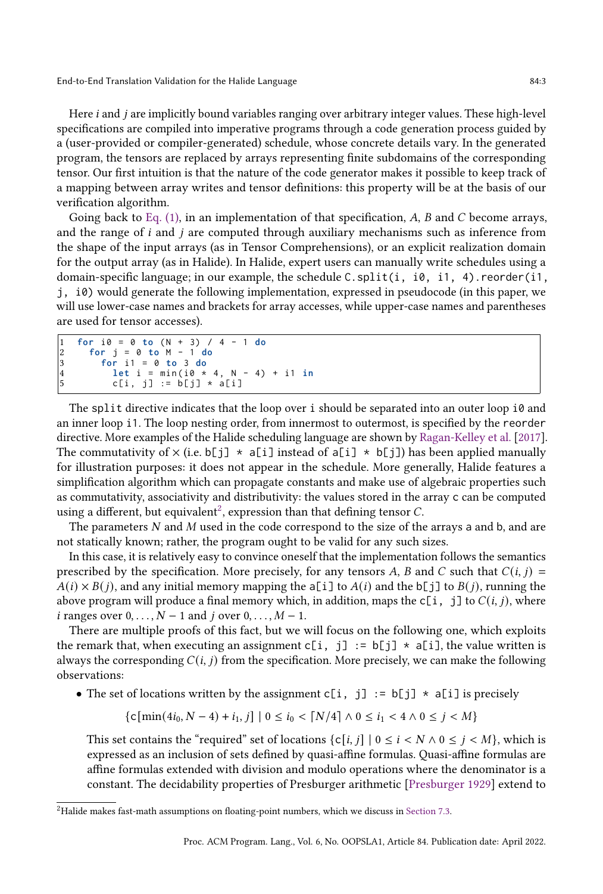Here $i$ and $j$ are implicitly bound variables ranging over arbitrary integer values. These high-level specifications are compiled into imperative programs through a code generation process guided by a (user-provided or compiler-generated) schedule, whose concrete details vary. In the generated program, the tensors are replaced by arrays representing finite subdomains of the corresponding tensor. Our first intuition is that the nature of the code generator makes it possible to keep track of a mapping between array writes and tensor definitions: this property will be at the basis of our verification algorithm.

Going back to Eq. (1), in an implementation of that specification, $A$, $B$ and $C$ become arrays, and the range of $i$ and $j$ are computed through auxiliary mechanisms such as inference from the shape of the input arrays (as in Tensor Comprehensions), or an explicit realization domain for the output array (as in Halide). In Halide, expert users can manually write schedules using a domain-specific language; in our example, the schedule `C.split(i, i0, i1, 4).reorder(i1, j, i0)` would generate the following implementation, expressed in pseudocode (in this paper, we will use lower-case names and brackets for array accesses, while upper-case names and parentheses are used for tensor accesses).

```
1  for i0 = 0 to (N + 3) / 4 - 1 do
2    for j = 0 to M - 1 do
3      for i1 = 0 to 3 do
4        let i = min(i0 * 4, N - 4) + i1 in
5        c[i, j] := b[j] * a[i]
```

The `split` directive indicates that the loop over `i` should be separated into an outer loop `i0` and an inner loop `i1`. The loop nesting order, from innermost to outermost, is specified by the `reorder` directive. More examples of the Halide scheduling language are shown by Ragan-Kelley et al. [2017]. The commutativity of $\times$ (i.e. `b[j] * a[i]` instead of `a[i] * b[j]`) has been applied manually for illustration purposes: it does not appear in the schedule. More generally, Halide features a simplification algorithm which can propagate constants and make use of algebraic properties such as commutativity, associativity and distributivity: the values stored in the array `c` can be computed using a different, but equivalent[2], expression than that defining tensor $C$.

The parameters $N$ and $M$ used in the code correspond to the size of the arrays `a` and `b`, and are not statically known; rather, the program ought to be valid for any such sizes.

In this case, it is relatively easy to convince oneself that the implementation follows the semantics prescribed by the specification. More precisely, for any tensors $A$, $B$ and $C$ such that $C(i, j) = A(i) \times B(j)$, and any initial memory mapping the `a[i]` to $A(i)$ and the `b[j]` to $B(j)$, running the above program will produce a final memory which, in addition, maps the `c[i, j]` to $C(i, j)$, where $i$ ranges over $0, \ldots, N-1$ and $j$ over $0, \ldots, M-1$.

There are multiple proofs of this fact, but we will focus on the following one, which exploits the remark that, when executing an assignment `c[i, j] := b[j] * a[i]`, the value written is always the corresponding $C(i, j)$ from the specification. More precisely, we can make the following observations:

- The set of locations written by the assignment `c[i, j] := b[j] * a[i]` is precisely

$$\{\texttt{c}[\min(4i_0, N-4) + i_1, j] \mid 0 \leq i_0 < \lceil N/4 \rceil \wedge 0 \leq i_1 < 4 \wedge 0 \leq j < M\}$$

  This set contains the "required" set of locations $\{\texttt{c}[i, j] \mid 0 \leq i < N \wedge 0 \leq j < M\}$, which is expressed as an inclusion of sets defined by quasi-affine formulas. Quasi-affine formulas are affine formulas extended with division and modulo operations where the denominator is a constant. The decidability properties of Presburger arithmetic [Presburger 1929] extend to

[2] Halide makes fast-math assumptions on floating-point numbers, which we discuss in Section 7.3.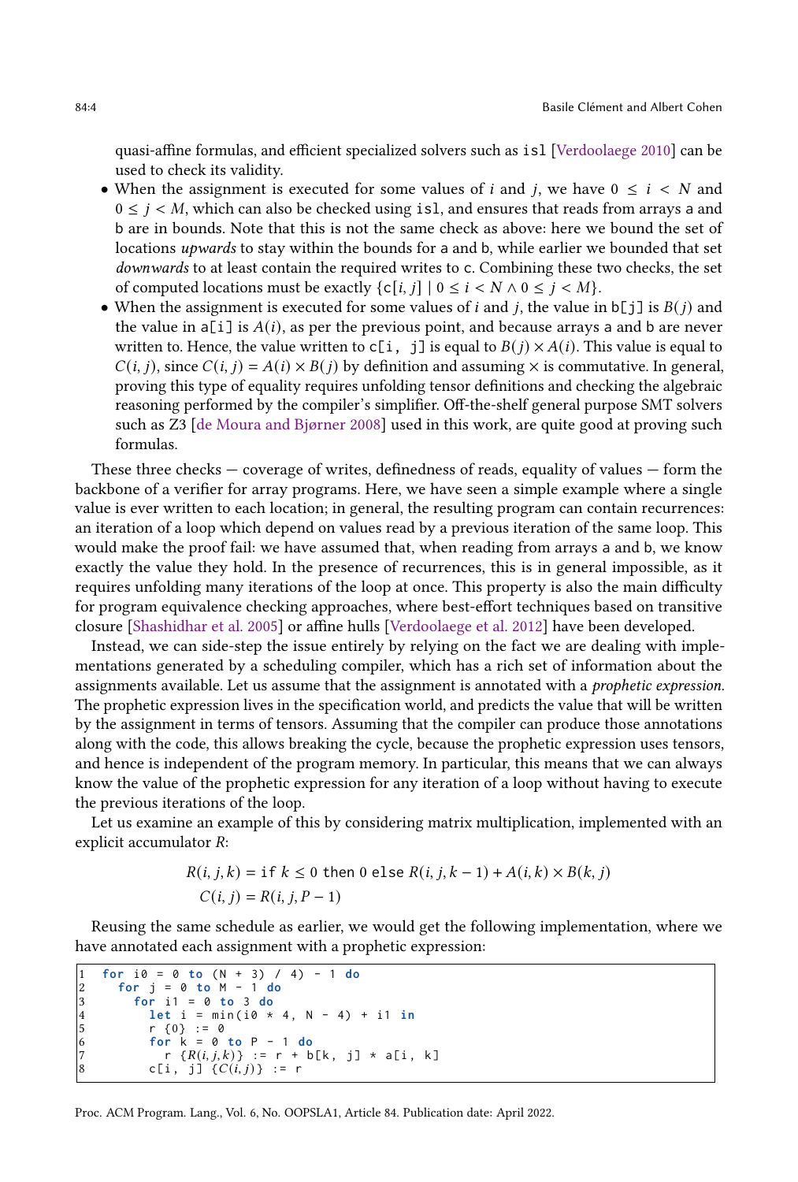quasi-affine formulas, and efficient specialized solvers such as `isl` [Verdoolaege 2010] can be used to check its validity.

- When the assignment is executed for some values of $i$ and $j$, we have $0 \leq i < N$ and $0 \leq j < M$, which can also be checked using `isl`, and ensures that reads from arrays `a` and `b` are in bounds. Note that this is not the same check as above: here we bound the set of locations *upwards* to stay within the bounds for `a` and `b`, while earlier we bounded that set *downwards* to at least contain the required writes to `c`. Combining these two checks, the set of computed locations must be exactly $\{\mathtt{c}[i, j] \mid 0 \leq i < N \wedge 0 \leq j < M\}$.
- When the assignment is executed for some values of $i$ and $j$, the value in `b[j]` is $B(j)$ and the value in `a[i]` is $A(i)$, as per the previous point, and because arrays `a` and `b` are never written to. Hence, the value written to `c[i, j]` is equal to $B(j) \times A(i)$. This value is equal to $C(i, j)$, since $C(i, j) = A(i) \times B(j)$ by definition and assuming $\times$ is commutative. In general, proving this type of equality requires unfolding tensor definitions and checking the algebraic reasoning performed by the compiler's simplifier. Off-the-shelf general purpose SMT solvers such as Z3 [de Moura and Bjørner 2008] used in this work, are quite good at proving such formulas.

These three checks — coverage of writes, definedness of reads, equality of values — form the backbone of a verifier for array programs. Here, we have seen a simple example where a single value is ever written to each location; in general, the resulting program can contain recurrences: an iteration of a loop which depend on values read by a previous iteration of the same loop. This would make the proof fail: we have assumed that, when reading from arrays `a` and `b`, we know exactly the value they hold. In the presence of recurrences, this is in general impossible, as it requires unfolding many iterations of the loop at once. This property is also the main difficulty for program equivalence checking approaches, where best-effort techniques based on transitive closure [Shashidhar et al. 2005] or affine hulls [Verdoolaege et al. 2012] have been developed.

Instead, we can side-step the issue entirely by relying on the fact we are dealing with implementations generated by a scheduling compiler, which has a rich set of information about the assignments available. Let us assume that the assignment is annotated with a *prophetic expression*. The prophetic expression lives in the specification world, and predicts the value that will be written by the assignment in terms of tensors. Assuming that the compiler can produce those annotations along with the code, this allows breaking the cycle, because the prophetic expression uses tensors, and hence is independent of the program memory. In particular, this means that we can always know the value of the prophetic expression for any iteration of a loop without having to execute the previous iterations of the loop.

Let us examine an example of this by considering matrix multiplication, implemented with an explicit accumulator $R$:

$$R(i, j, k) = \mathtt{if}\ k \leq 0\ \mathtt{then}\ 0\ \mathtt{else}\ R(i, j, k-1) + A(i, k) \times B(k, j)$$
$$C(i, j) = R(i, j, P-1)$$

Reusing the same schedule as earlier, we would get the following implementation, where we have annotated each assignment with a prophetic expression:

```
1  for i0 = 0 to (N + 3) / 4) - 1 do
2    for j = 0 to M - 1 do
3      for i1 = 0 to 3 do
4        let i = min(i0 * 4, N - 4) + i1 in
5        r {0} := 0
6        for k = 0 to P - 1 do
7          r {R(i,j,k)} := r + b[k, j] * a[i, k]
8        c[i, j] {C(i,j)} := r
```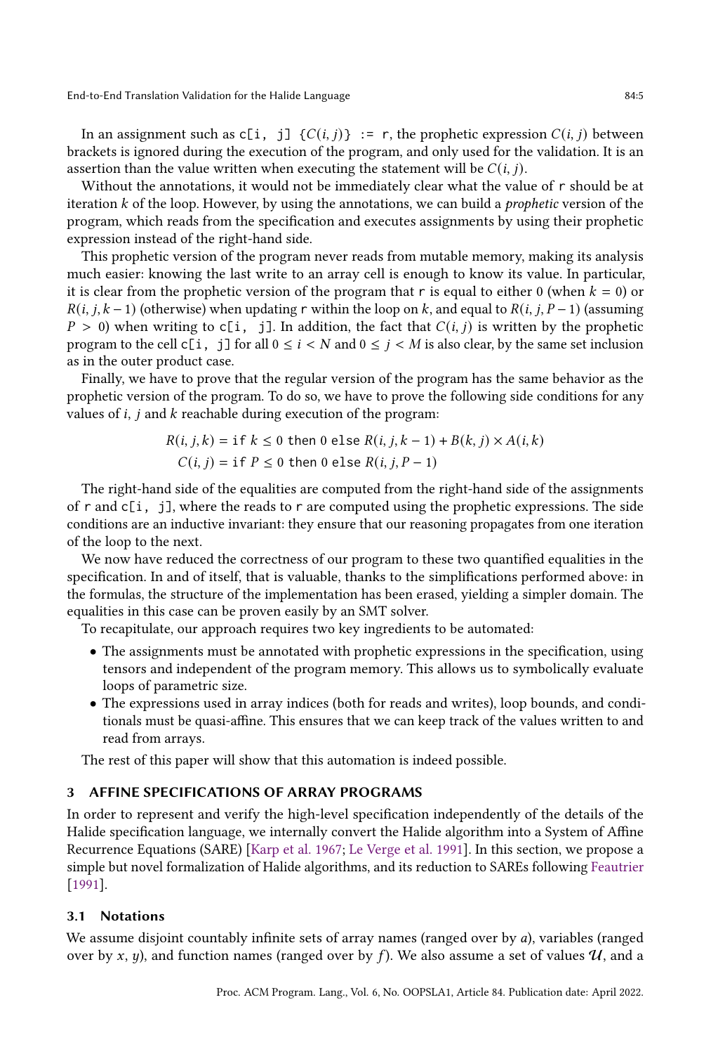In an assignment such as `c[i, j] {C(i, j)} := r`, the prophetic expression $C(i, j)$ between brackets is ignored during the execution of the program, and only used for the validation. It is an assertion than the value written when executing the statement will be $C(i, j)$.

Without the annotations, it would not be immediately clear what the value of `r` should be at iteration $k$ of the loop. However, by using the annotations, we can build a *prophetic* version of the program, which reads from the specification and executes assignments by using their prophetic expression instead of the right-hand side.

This prophetic version of the program never reads from mutable memory, making its analysis much easier: knowing the last write to an array cell is enough to know its value. In particular, it is clear from the prophetic version of the program that `r` is equal to either 0 (when $k = 0$) or $R(i, j, k-1)$ (otherwise) when updating `r` within the loop on $k$, and equal to $R(i, j, P-1)$ (assuming $P > 0$) when writing to `c[i, j]`. In addition, the fact that $C(i, j)$ is written by the prophetic program to the cell `c[i, j]` for all $0 \leq i < N$ and $0 \leq j < M$ is also clear, by the same set inclusion as in the outer product case.

Finally, we have to prove that the regular version of the program has the same behavior as the prophetic version of the program. To do so, we have to prove the following side conditions for any values of $i$, $j$ and $k$ reachable during execution of the program:

$$R(i, j, k) = \texttt{if } k \leq 0 \texttt{ then } 0 \texttt{ else } R(i, j, k-1) + B(k, j) \times A(i, k)$$

$$C(i, j) = \texttt{if } P \leq 0 \texttt{ then } 0 \texttt{ else } R(i, j, P-1)$$

The right-hand side of the equalities are computed from the right-hand side of the assignments of `r` and `c[i, j]`, where the reads to `r` are computed using the prophetic expressions. The side conditions are an inductive invariant: they ensure that our reasoning propagates from one iteration of the loop to the next.

We now have reduced the correctness of our program to these two quantified equalities in the specification. In and of itself, that is valuable, thanks to the simplifications performed above: in the formulas, the structure of the implementation has been erased, yielding a simpler domain. The equalities in this case can be proven easily by an SMT solver.

To recapitulate, our approach requires two key ingredients to be automated:

- The assignments must be annotated with prophetic expressions in the specification, using tensors and independent of the program memory. This allows us to symbolically evaluate loops of parametric size.
- The expressions used in array indices (both for reads and writes), loop bounds, and conditionals must be quasi-affine. This ensures that we can keep track of the values written to and read from arrays.

The rest of this paper will show that this automation is indeed possible.

## 3 AFFINE SPECIFICATIONS OF ARRAY PROGRAMS

In order to represent and verify the high-level specification independently of the details of the Halide specification language, we internally convert the Halide algorithm into a System of Affine Recurrence Equations (SARE) [Karp et al. 1967; Le Verge et al. 1991]. In this section, we propose a simple but novel formalization of Halide algorithms, and its reduction to SAREs following Feautrier [1991].

### 3.1 Notations

We assume disjoint countably infinite sets of array names (ranged over by $a$), variables (ranged over by $x$, $y$), and function names (ranged over by $f$). We also assume a set of values $\mathcal{U}$, and a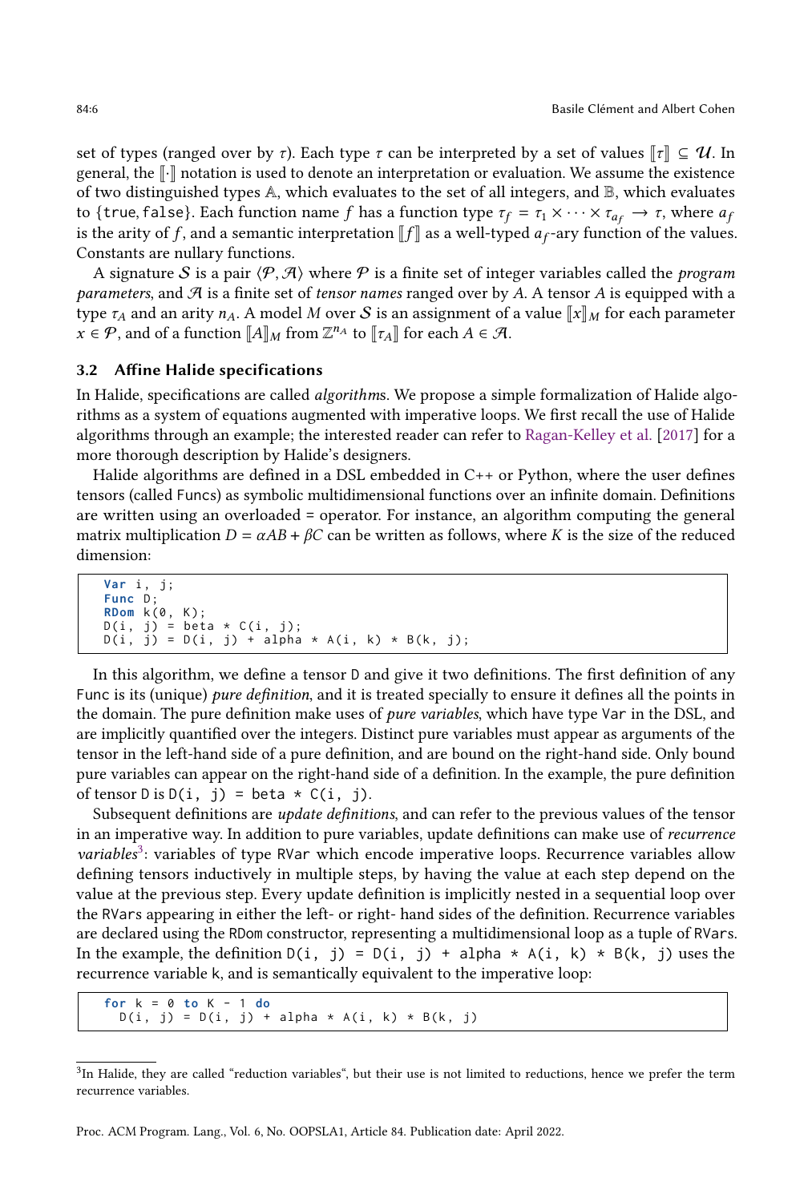set of types (ranged over by $\tau$). Each type $\tau$ can be interpreted by a set of values $[\![\tau]\!] \subseteq \mathcal{U}$. In general, the $[\![\cdot]\!]$ notation is used to denote an interpretation or evaluation. We assume the existence of two distinguished types $\mathbb{A}$, which evaluates to the set of all integers, and $\mathbb{B}$, which evaluates to $\{\mathsf{true}, \mathsf{false}\}$. Each function name $f$ has a function type $\tau_f = \tau_1 \times \cdots \times \tau_{a_f} \rightarrow \tau$, where $a_f$ is the arity of $f$, and a semantic interpretation $[\![f]\!]$ as a well-typed $a_f$-ary function of the values. Constants are nullary functions.

A signature $\mathcal{S}$ is a pair $\langle \mathcal{P}, \mathcal{A} \rangle$ where $\mathcal{P}$ is a finite set of integer variables called the *program parameters*, and $\mathcal{A}$ is a finite set of *tensor names* ranged over by $A$. A tensor $A$ is equipped with a type $\tau_A$ and an arity $n_A$. A model $M$ over $\mathcal{S}$ is an assignment of a value $[\![x]\!]_M$ for each parameter $x \in \mathcal{P}$, and of a function $[\![A]\!]_M$ from $\mathbb{Z}^{n_A}$ to $[\![\tau_A]\!]$ for each $A \in \mathcal{A}$.

### 3.2 Affine Halide specifications

In Halide, specifications are called *algorithm*s. We propose a simple formalization of Halide algorithms as a system of equations augmented with imperative loops. We first recall the use of Halide algorithms through an example; the interested reader can refer to Ragan-Kelley et al. [2017] for a more thorough description by Halide's designers.

Halide algorithms are defined in a DSL embedded in C++ or Python, where the user defines tensors (called Funcs) as symbolic multidimensional functions over an infinite domain. Definitions are written using an overloaded = operator. For instance, an algorithm computing the general matrix multiplication $D = \alpha AB + \beta C$ can be written as follows, where $K$ is the size of the reduced dimension:

```
Var i, j;
Func D;
RDom k(0, K);
D(i, j) = beta * C(i, j);
D(i, j) = D(i, j) + alpha * A(i, k) * B(k, j);
```

In this algorithm, we define a tensor D and give it two definitions. The first definition of any Func is its (unique) *pure definition*, and it is treated specially to ensure it defines all the points in the domain. The pure definition make uses of *pure variables*, which have type Var in the DSL, and are implicitly quantified over the integers. Distinct pure variables must appear as arguments of the tensor in the left-hand side of a pure definition, and are bound on the right-hand side. Only bound pure variables can appear on the right-hand side of a definition. In the example, the pure definition of tensor D is `D(i, j) = beta * C(i, j)`.

Subsequent definitions are *update definitions*, and can refer to the previous values of the tensor in an imperative way. In addition to pure variables, update definitions can make use of *recurrence variables*[3]: variables of type RVar which encode imperative loops. Recurrence variables allow defining tensors inductively in multiple steps, by having the value at each step depend on the value at the previous step. Every update definition is implicitly nested in a sequential loop over the RVars appearing in either the left- or right- hand sides of the definition. Recurrence variables are declared using the RDom constructor, representing a multidimensional loop as a tuple of RVars. In the example, the definition `D(i, j) = D(i, j) + alpha * A(i, k) * B(k, j)` uses the recurrence variable k, and is semantically equivalent to the imperative loop:

```
for k = 0 to K - 1 do
  D(i, j) = D(i, j) + alpha * A(i, k) * B(k, j)
```

[3] In Halide, they are called "reduction variables", but their use is not limited to reductions, hence we prefer the term recurrence variables.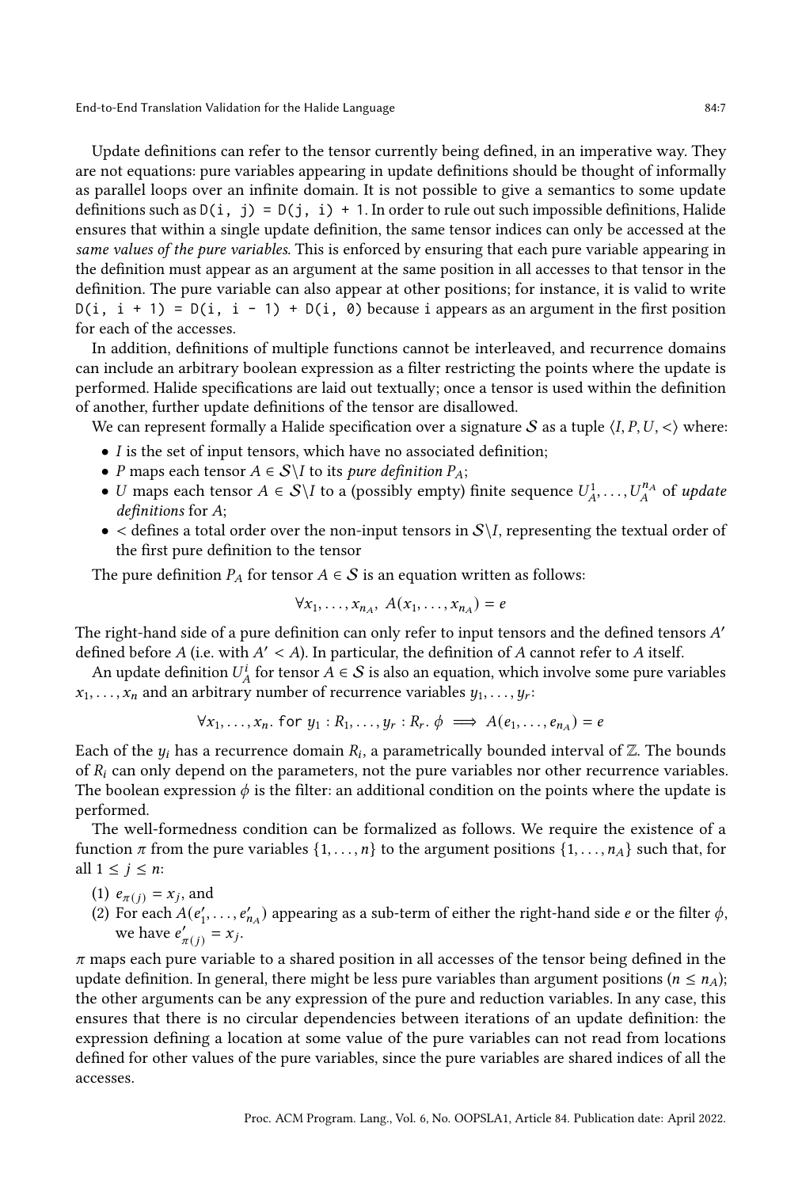Update definitions can refer to the tensor currently being defined, in an imperative way. They are not equations: pure variables appearing in update definitions should be thought of informally as parallel loops over an infinite domain. It is not possible to give a semantics to some update definitions such as `D(i, j) = D(j, i) + 1`. In order to rule out such impossible definitions, Halide ensures that within a single update definition, the same tensor indices can only be accessed at the *same values of the pure variables*. This is enforced by ensuring that each pure variable appearing in the definition must appear as an argument at the same position in all accesses to that tensor in the definition. The pure variable can also appear at other positions; for instance, it is valid to write `D(i, i + 1) = D(i, i - 1) + D(i, 0)` because `i` appears as an argument in the first position for each of the accesses.

In addition, definitions of multiple functions cannot be interleaved, and recurrence domains can include an arbitrary boolean expression as a filter restricting the points where the update is performed. Halide specifications are laid out textually; once a tensor is used within the definition of another, further update definitions of the tensor are disallowed.

We can represent formally a Halide specification over a signature $\mathcal{S}$ as a tuple $\langle I, P, U, < \rangle$ where:

- $I$ is the set of input tensors, which have no associated definition;
- $P$ maps each tensor $A \in \mathcal{S} \backslash I$ to its *pure definition* $P_A$;
- $U$ maps each tensor $A \in \mathcal{S} \backslash I$ to a (possibly empty) finite sequence $U_A^1, \ldots, U_A^{n_A}$ of *update definitions* for $A$;
- $<$ defines a total order over the non-input tensors in $\mathcal{S} \backslash I$, representing the textual order of the first pure definition to the tensor

The pure definition $P_A$ for tensor $A \in \mathcal{S}$ is an equation written as follows:

$$\forall x_1, \ldots, x_{n_A},\ A(x_1, \ldots, x_{n_A}) = e$$

The right-hand side of a pure definition can only refer to input tensors and the defined tensors $A'$ defined before $A$ (i.e. with $A' < A$). In particular, the definition of $A$ cannot refer to $A$ itself.

An update definition $U_A^i$ for tensor $A \in \mathcal{S}$ is also an equation, which involve some pure variables $x_1, \ldots, x_n$ and an arbitrary number of recurrence variables $y_1, \ldots, y_r$:

$$\forall x_1, \ldots, x_n.\ \texttt{for}\ y_1 : R_1, \ldots, y_r : R_r.\ \phi \implies A(e_1, \ldots, e_{n_A}) = e$$

Each of the $y_i$ has a recurrence domain $R_i$, a parametrically bounded interval of $\mathbb{Z}$. The bounds of $R_i$ can only depend on the parameters, not the pure variables nor other recurrence variables. The boolean expression $\phi$ is the filter: an additional condition on the points where the update is performed.

The well-formedness condition can be formalized as follows. We require the existence of a function $\pi$ from the pure variables $\{1, \ldots, n\}$ to the argument positions $\{1, \ldots, n_A\}$ such that, for all $1 \leq j \leq n$:

(1) $e_{\pi(j)} = x_j$, and
(2) For each $A(e'_1, \ldots, e'_{n_A})$ appearing as a sub-term of either the right-hand side $e$ or the filter $\phi$, we have $e'_{\pi(j)} = x_j$.

$\pi$ maps each pure variable to a shared position in all accesses of the tensor being defined in the update definition. In general, there might be less pure variables than argument positions ($n \leq n_A$); the other arguments can be any expression of the pure and reduction variables. In any case, this ensures that there is no circular dependencies between iterations of an update definition: the expression defining a location at some value of the pure variables can not read from locations defined for other values of the pure variables, since the pure variables are shared indices of all the accesses.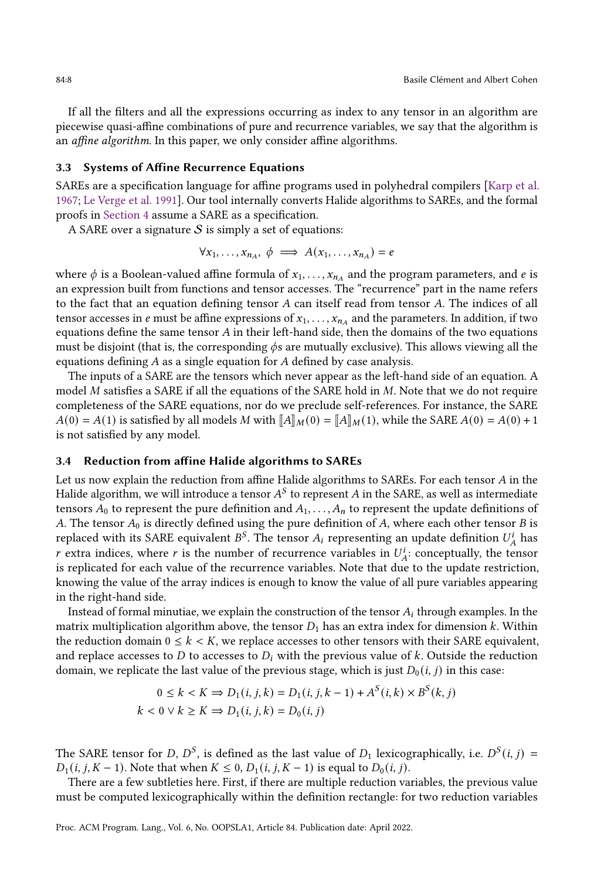If all the filters and all the expressions occurring as index to any tensor in an algorithm are piecewise quasi-affine combinations of pure and recurrence variables, we say that the algorithm is an *affine algorithm*. In this paper, we only consider affine algorithms.

### 3.3 Systems of Affine Recurrence Equations

SAREs are a specification language for affine programs used in polyhedral compilers [Karp et al. 1967; Le Verge et al. 1991]. Our tool internally converts Halide algorithms to SAREs, and the formal proofs in Section 4 assume a SARE as a specification.

A SARE over a signature $\mathcal{S}$ is simply a set of equations:

$$\forall x_1, \ldots, x_{n_A},\ \phi \implies A(x_1, \ldots, x_{n_A}) = e$$

where $\phi$ is a Boolean-valued affine formula of $x_1, \ldots, x_{n_A}$ and the program parameters, and $e$ is an expression built from functions and tensor accesses. The "recurrence" part in the name refers to the fact that an equation defining tensor $A$ can itself read from tensor $A$. The indices of all tensor accesses in $e$ must be affine expressions of $x_1, \ldots, x_{n_A}$ and the parameters. In addition, if two equations define the same tensor $A$ in their left-hand side, then the domains of the two equations must be disjoint (that is, the corresponding $\phi$s are mutually exclusive). This allows viewing all the equations defining $A$ as a single equation for $A$ defined by case analysis.

The inputs of a SARE are the tensors which never appear as the left-hand side of an equation. A model $M$ satisfies a SARE if all the equations of the SARE hold in $M$. Note that we do not require completeness of the SARE equations, nor do we preclude self-references. For instance, the SARE $A(0) = A(1)$ is satisfied by all models $M$ with $[\![A]\!]_M(0) = [\![A]\!]_M(1)$, while the SARE $A(0) = A(0) + 1$ is not satisfied by any model.

### 3.4 Reduction from affine Halide algorithms to SAREs

Let us now explain the reduction from affine Halide algorithms to SAREs. For each tensor $A$ in the Halide algorithm, we will introduce a tensor $A^S$ to represent $A$ in the SARE, as well as intermediate tensors $A_0$ to represent the pure definition and $A_1, \ldots, A_n$ to represent the update definitions of $A$. The tensor $A_0$ is directly defined using the pure definition of $A$, where each other tensor $B$ is replaced with its SARE equivalent $B^S$. The tensor $A_i$ representing an update definition $U_A^i$ has $r$ extra indices, where $r$ is the number of recurrence variables in $U_A^i$: conceptually, the tensor is replicated for each value of the recurrence variables. Note that due to the update restriction, knowing the value of the array indices is enough to know the value of all pure variables appearing in the right-hand side.

Instead of formal minutiae, we explain the construction of the tensor $A_i$ through examples. In the matrix multiplication algorithm above, the tensor $D_1$ has an extra index for dimension $k$. Within the reduction domain $0 \leq k < K$, we replace accesses to other tensors with their SARE equivalent, and replace accesses to $D$ to accesses to $D_i$ with the previous value of $k$. Outside the reduction domain, we replicate the last value of the previous stage, which is just $D_0(i, j)$ in this case:

$$\begin{aligned} 0 \leq k < K &\Rightarrow D_1(i, j, k) = D_1(i, j, k-1) + A^S(i, k) \times B^S(k, j) \\ k < 0 \lor k \geq K &\Rightarrow D_1(i, j, k) = D_0(i, j) \end{aligned}$$

The SARE tensor for $D$, $D^S$, is defined as the last value of $D_1$ lexicographically, i.e. $D^S(i, j) = D_1(i, j, K-1)$. Note that when $K \leq 0$, $D_1(i, j, K-1)$ is equal to $D_0(i, j)$.

There are a few subtleties here. First, if there are multiple reduction variables, the previous value must be computed lexicographically within the definition rectangle: for two reduction variables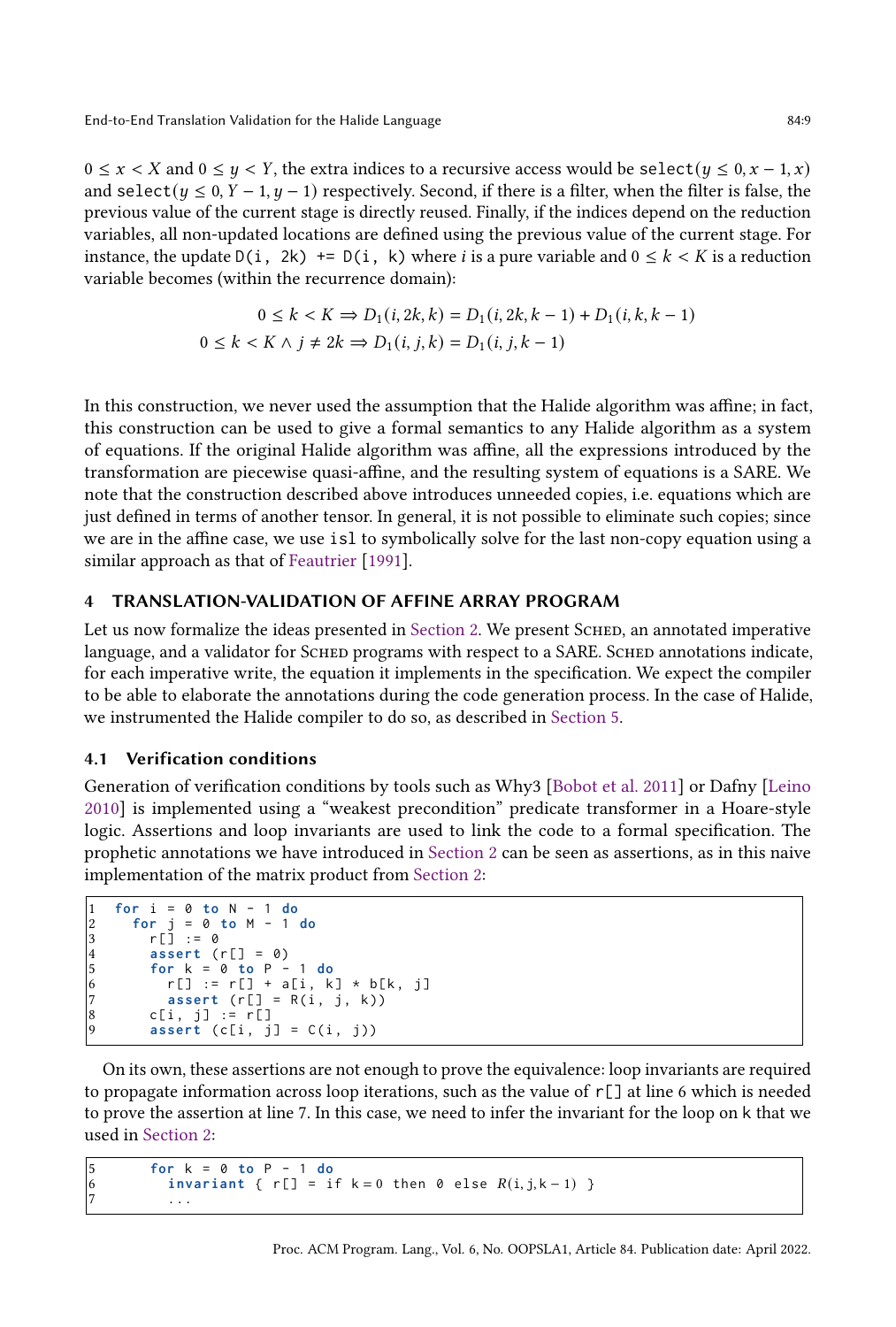$0 \leq x < X$ and $0 \leq y < Y$, the extra indices to a recursive access would be $\mathtt{select}(y \leq 0, x-1, x)$ and $\mathtt{select}(y \leq 0, Y-1, y-1)$ respectively. Second, if there is a filter, when the filter is false, the previous value of the current stage is directly reused. Finally, if the indices depend on the reduction variables, all non-updated locations are defined using the previous value of the current stage. For instance, the update `D(i, 2k) += D(i, k)` where $i$ is a pure variable and $0 \leq k < K$ is a reduction variable becomes (within the recurrence domain):

$$0 \leq k < K \Rightarrow D_1(i, 2k, k) = D_1(i, 2k, k-1) + D_1(i, k, k-1)$$
$$0 \leq k < K \wedge j \neq 2k \Rightarrow D_1(i, j, k) = D_1(i, j, k-1)$$

In this construction, we never used the assumption that the Halide algorithm was affine; in fact, this construction can be used to give a formal semantics to any Halide algorithm as a system of equations. If the original Halide algorithm was affine, all the expressions introduced by the transformation are piecewise quasi-affine, and the resulting system of equations is a SARE. We note that the construction described above introduces unneeded copies, i.e. equations which are just defined in terms of another tensor. In general, it is not possible to eliminate such copies; since we are in the affine case, we use `isl` to symbolically solve for the last non-copy equation using a similar approach as that of Feautrier [1991].

## 4 TRANSLATION-VALIDATION OF AFFINE ARRAY PROGRAM

Let us now formalize the ideas presented in Section 2. We present Sched, an annotated imperative language, and a validator for Sched programs with respect to a SARE. Sched annotations indicate, for each imperative write, the equation it implements in the specification. We expect the compiler to be able to elaborate the annotations during the code generation process. In the case of Halide, we instrumented the Halide compiler to do so, as described in Section 5.

### 4.1 Verification conditions

Generation of verification conditions by tools such as Why3 [Bobot et al. 2011] or Dafny [Leino 2010] is implemented using a "weakest precondition" predicate transformer in a Hoare-style logic. Assertions and loop invariants are used to link the code to a formal specification. The prophetic annotations we have introduced in Section 2 can be seen as assertions, as in this naive implementation of the matrix product from Section 2:

```
1  for i = 0 to N - 1 do
2    for j = 0 to M - 1 do
3      r[] := 0
4      assert (r[] = 0)
5      for k = 0 to P - 1 do
6        r[] := r[] + a[i, k] * b[k, j]
7        assert (r[] = R(i, j, k))
8      c[i, j] := r[]
9      assert (c[i, j] = C(i, j))
```

On its own, these assertions are not enough to prove the equivalence: loop invariants are required to propagate information across loop iterations, such as the value of `r[]` at line 6 which is needed to prove the assertion at line 7. In this case, we need to infer the invariant for the loop on `k` that we used in Section 2:

```
5      for k = 0 to P - 1 do
6        invariant { r[] = if k=0 then 0 else R(i,j,k-1) }
7        ...
```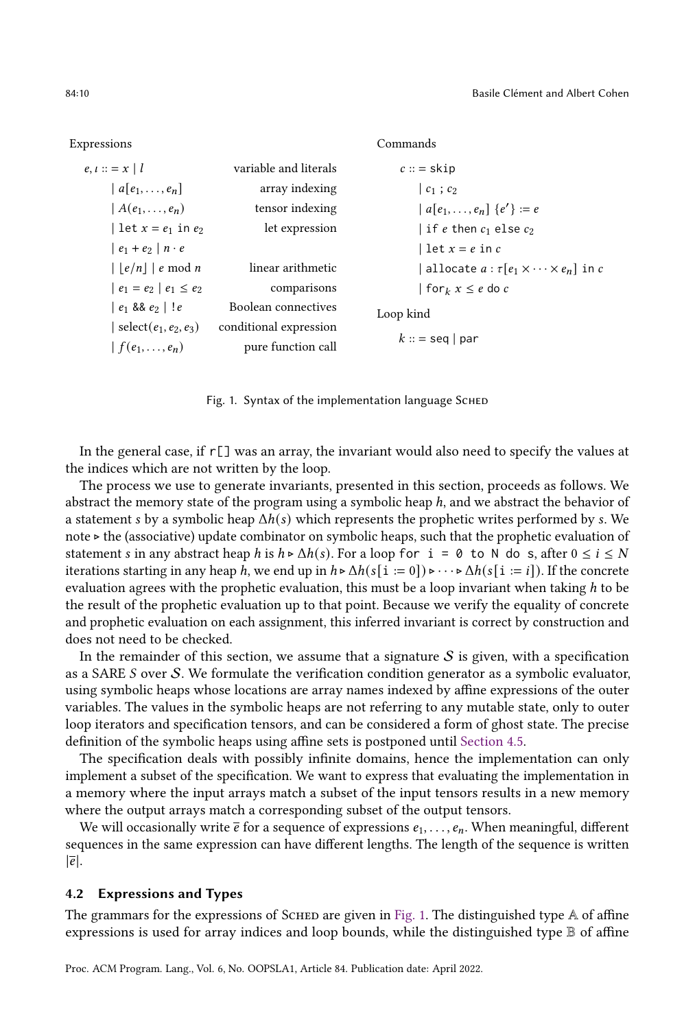**Expressions**

| | | |
|---|---|---|
| $e, \iota ::= x \mid l$ | variable and literals |
| $\mid a[e_1, \ldots, e_n]$ | array indexing |
| $\mid A(e_1, \ldots, e_n)$ | tensor indexing |
| $\mid \texttt{let}\ x = e_1\ \texttt{in}\ e_2$ | let expression |
| $\mid e_1 + e_2 \mid n \cdot e$ | |
| $\mid \lfloor e/n \rfloor \mid e \bmod n$ | linear arithmetic |
| $\mid e_1 = e_2 \mid e_1 \leq e_2$ | comparisons |
| $\mid e_1\ \&\&\ e_2 \mid\ !e$ | Boolean connectives |
| $\mid \text{select}(e_1, e_2, e_3)$ | conditional expression |
| $\mid f(e_1, \ldots, e_n)$ | pure function call |

**Commands**

$$
\begin{aligned}
c ::= &\ \texttt{skip} \\
\mid &\ c_1\ ;\ c_2 \\
\mid &\ a[e_1, \ldots, e_n]\ \{e'\} := e \\
\mid &\ \texttt{if}\ e\ \texttt{then}\ c_1\ \texttt{else}\ c_2 \\
\mid &\ \texttt{let}\ x = e\ \texttt{in}\ c \\
\mid &\ \texttt{allocate}\ a : \tau[e_1 \times \cdots \times e_n]\ \texttt{in}\ c \\
\mid &\ \texttt{for}_k\ x \leq e\ \texttt{do}\ c
\end{aligned}
$$

**Loop kind**

$$k ::= \texttt{seq} \mid \texttt{par}$$

Fig. 1. Syntax of the implementation language Sched

In the general case, if `r[]` was an array, the invariant would also need to specify the values at the indices which are not written by the loop.

The process we use to generate invariants, presented in this section, proceeds as follows. We abstract the memory state of the program using a symbolic heap $h$, and we abstract the behavior of a statement $s$ by a symbolic heap $\Delta h(s)$ which represents the prophetic writes performed by $s$. We note $\triangleright$ the (associative) update combinator on symbolic heaps, such that the prophetic evaluation of statement $s$ in any abstract heap $h$ is $h \triangleright \Delta h(s)$. For a loop `for i = 0 to N do s`, after $0 \leq i \leq N$ iterations starting in any heap $h$, we end up in $h \triangleright \Delta h(s[\texttt{i} := 0]) \triangleright \cdots \triangleright \Delta h(s[\texttt{i} := i])$. If the concrete evaluation agrees with the prophetic evaluation, this must be a loop invariant when taking $h$ to be the result of the prophetic evaluation up to that point. Because we verify the equality of concrete and prophetic evaluation on each assignment, this inferred invariant is correct by construction and does not need to be checked.

In the remainder of this section, we assume that a signature $\mathcal{S}$ is given, with a specification as a SARE $S$ over $\mathcal{S}$. We formulate the verification condition generator as a symbolic evaluator, using symbolic heaps whose locations are array names indexed by affine expressions of the outer variables. The values in the symbolic heaps are not referring to any mutable state, only to outer loop iterators and specification tensors, and can be considered a form of ghost state. The precise definition of the symbolic heaps using affine sets is postponed until Section 4.5.

The specification deals with possibly infinite domains, hence the implementation can only implement a subset of the specification. We want to express that evaluating the implementation in a memory where the input arrays match a subset of the input tensors results in a new memory where the output arrays match a corresponding subset of the output tensors.

We will occasionally write $\overline{e}$ for a sequence of expressions $e_1, \ldots, e_n$. When meaningful, different sequences in the same expression can have different lengths. The length of the sequence is written $|\overline{e}|$.

### 4.2 Expressions and Types

The grammars for the expressions of Sched are given in Fig. 1. The distinguished type $\mathbb{A}$ of affine expressions is used for array indices and loop bounds, while the distinguished type $\mathbb{B}$ of affine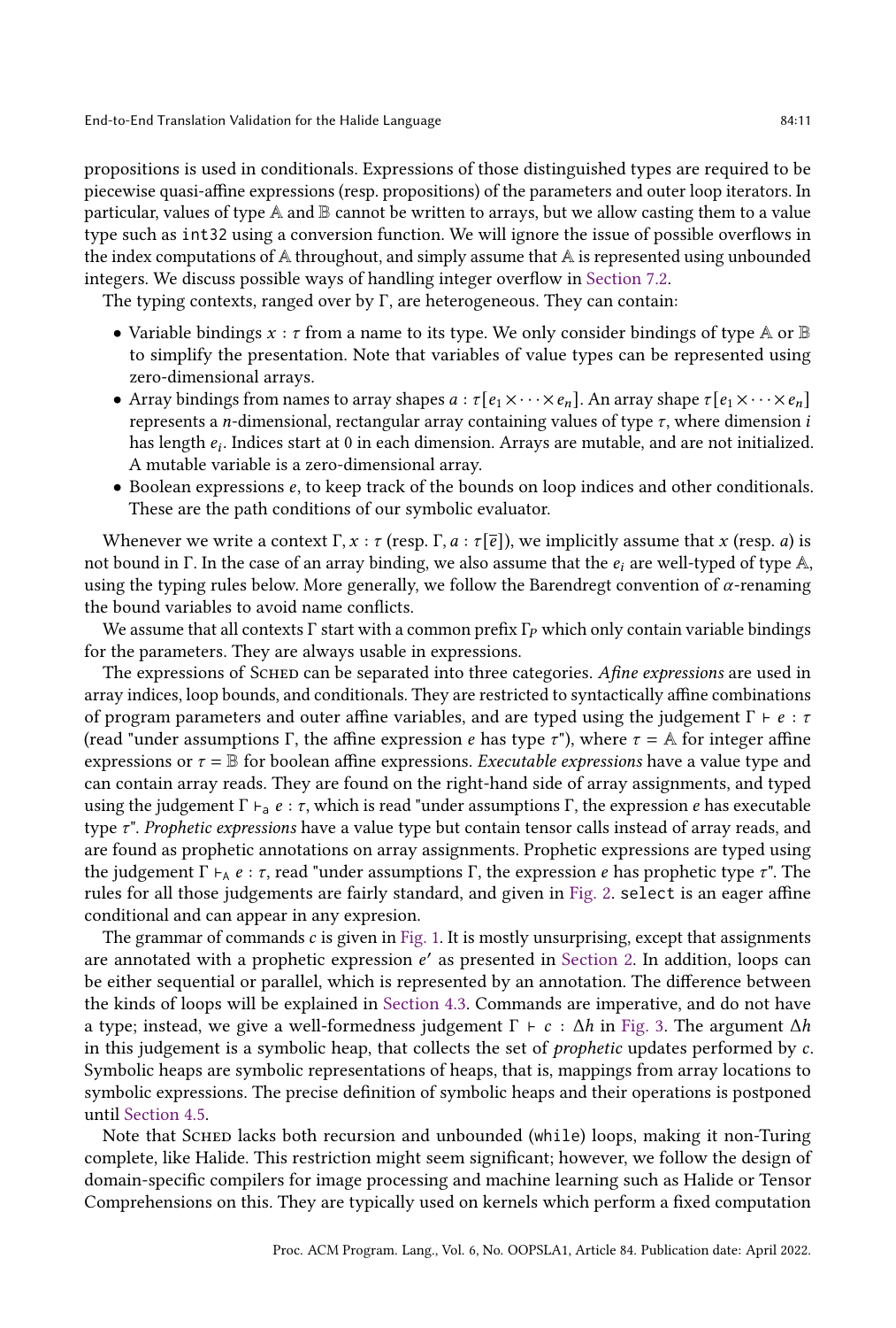propositions is used in conditionals. Expressions of those distinguished types are required to be piecewise quasi-affine expressions (resp. propositions) of the parameters and outer loop iterators. In particular, values of type $\mathbb{A}$ and $\mathbb{B}$ cannot be written to arrays, but we allow casting them to a value type such as `int32` using a conversion function. We will ignore the issue of possible overflows in the index computations of $\mathbb{A}$ throughout, and simply assume that $\mathbb{A}$ is represented using unbounded integers. We discuss possible ways of handling integer overflow in Section 7.2.

The typing contexts, ranged over by $\Gamma$, are heterogeneous. They can contain:

- Variable bindings $x : \tau$ from a name to its type. We only consider bindings of type $\mathbb{A}$ or $\mathbb{B}$ to simplify the presentation. Note that variables of value types can be represented using zero-dimensional arrays.
- Array bindings from names to array shapes $a : \tau[e_1 \times \cdots \times e_n]$. An array shape $\tau[e_1 \times \cdots \times e_n]$ represents a $n$-dimensional, rectangular array containing values of type $\tau$, where dimension $i$ has length $e_i$. Indices start at 0 in each dimension. Arrays are mutable, and are not initialized. A mutable variable is a zero-dimensional array.
- Boolean expressions $e$, to keep track of the bounds on loop indices and other conditionals. These are the path conditions of our symbolic evaluator.

Whenever we write a context $\Gamma, x : \tau$ (resp. $\Gamma, a : \tau[\overline{e}]$), we implicitly assume that $x$ (resp. $a$) is not bound in $\Gamma$. In the case of an array binding, we also assume that the $e_i$ are well-typed of type $\mathbb{A}$, using the typing rules below. More generally, we follow the Barendregt convention of $\alpha$-renaming the bound variables to avoid name conflicts.

We assume that all contexts $\Gamma$ start with a common prefix $\Gamma_P$ which only contain variable bindings for the parameters. They are always usable in expressions.

The expressions of Sched can be separated into three categories. *Afine expressions* are used in array indices, loop bounds, and conditionals. They are restricted to syntactically affine combinations of program parameters and outer affine variables, and are typed using the judgement $\Gamma \vdash e : \tau$ (read "under assumptions $\Gamma$, the affine expression $e$ has type $\tau$"), where $\tau = \mathbb{A}$ for integer affine expressions or $\tau = \mathbb{B}$ for boolean affine expressions. *Executable expressions* have a value type and can contain array reads. They are found on the right-hand side of array assignments, and typed using the judgement $\Gamma \vdash_{\mathsf{a}} e : \tau$, which is read "under assumptions $\Gamma$, the expression $e$ has executable type $\tau$". *Prophetic expressions* have a value type but contain tensor calls instead of array reads, and are found as prophetic annotations on array assignments. Prophetic expressions are typed using the judgement $\Gamma \vdash_{\mathsf{A}} e : \tau$, read "under assumptions $\Gamma$, the expression $e$ has prophetic type $\tau$". The rules for all those judgements are fairly standard, and given in Fig. 2. `select` is an eager affine conditional and can appear in any expresion.

The grammar of commands $c$ is given in Fig. 1. It is mostly unsurprising, except that assignments are annotated with a prophetic expression $e'$ as presented in Section 2. In addition, loops can be either sequential or parallel, which is represented by an annotation. The difference between the kinds of loops will be explained in Section 4.3. Commands are imperative, and do not have a type; instead, we give a well-formedness judgement $\Gamma \vdash c : \Delta h$ in Fig. 3. The argument $\Delta h$ in this judgement is a symbolic heap, that collects the set of *prophetic* updates performed by $c$. Symbolic heaps are symbolic representations of heaps, that is, mappings from array locations to symbolic expressions. The precise definition of symbolic heaps and their operations is postponed until Section 4.5.

Note that Sched lacks both recursion and unbounded (`while`) loops, making it non-Turing complete, like Halide. This restriction might seem significant; however, we follow the design of domain-specific compilers for image processing and machine learning such as Halide or Tensor Comprehensions on this. They are typically used on kernels which perform a fixed computation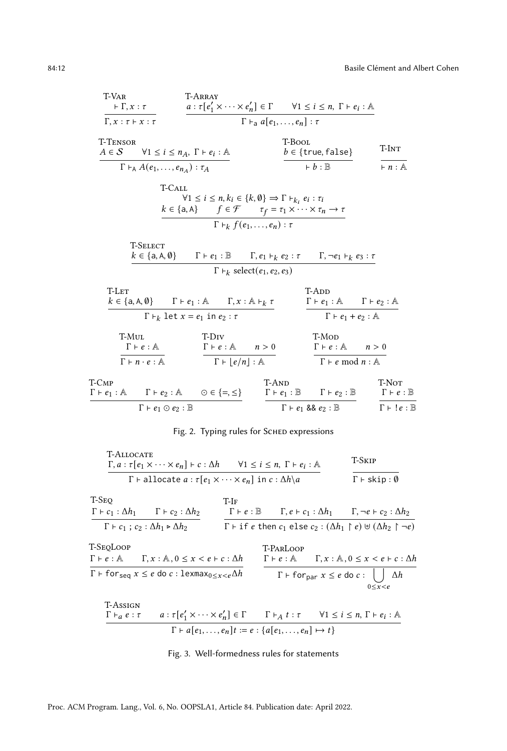$$\frac{\vdash \Gamma, x : \tau}{\Gamma, x : \tau \vdash x : \tau}\ \textsc{T-Var} \qquad \frac{a : \tau[e'_1 \times \cdots \times e'_n] \in \Gamma \qquad \forall 1 \le i \le n,\ \Gamma \vdash e_i : \mathbb{A}}{\Gamma \vdash_{\mathsf{a}} a[e_1, \ldots, e_n] : \tau}\ \textsc{T-Array}$$

$$\frac{A \in \mathcal{S} \qquad \forall 1 \le i \le n_A,\ \Gamma \vdash e_i : \mathbb{A}}{\Gamma \vdash_{\mathsf{A}} A(e_1, \ldots, e_{n_A}) : \tau_A}\ \textsc{T-Tensor} \qquad \frac{b \in \{\mathsf{true}, \mathsf{false}\}}{\vdash b : \mathbb{B}}\ \textsc{T-Bool} \qquad \frac{}{\vdash n : \mathbb{A}}\ \textsc{T-Int}$$

$$\frac{\forall 1 \le i \le n, k_i \in \{k, \emptyset\} \Rightarrow \Gamma \vdash_{k_i} e_i : \tau_i \qquad k \in \{\mathsf{a}, \mathsf{A}\} \qquad f \in \mathcal{F} \qquad \tau_f = \tau_1 \times \cdots \times \tau_n \to \tau}{\Gamma \vdash_k f(e_1, \ldots, e_n) : \tau}\ \textsc{T-Call}$$

$$\frac{k \in \{\mathsf{a}, \mathsf{A}, \emptyset\} \qquad \Gamma \vdash e_1 : \mathbb{B} \qquad \Gamma, e_1 \vdash_k e_2 : \tau \qquad \Gamma, \neg e_1 \vdash_k e_3 : \tau}{\Gamma \vdash_k \text{select}(e_1, e_2, e_3)}\ \textsc{T-Select}$$

$$\frac{k \in \{\mathsf{a}, \mathsf{A}, \emptyset\} \qquad \Gamma \vdash e_1 : \mathbb{A} \qquad \Gamma, x : \mathbb{A} \vdash_k \tau}{\Gamma \vdash_k \texttt{let}\ x = e_1\ \texttt{in}\ e_2 : \tau}\ \textsc{T-Let} \qquad \frac{\Gamma \vdash e_1 : \mathbb{A} \qquad \Gamma \vdash e_2 : \mathbb{A}}{\Gamma \vdash e_1 + e_2 : \mathbb{A}}\ \textsc{T-Add}$$

$$\frac{\Gamma \vdash e : \mathbb{A}}{\Gamma \vdash n \cdot e : \mathbb{A}}\ \textsc{T-Mul} \qquad \frac{\Gamma \vdash e : \mathbb{A} \qquad n > 0}{\Gamma \vdash \lfloor e/n \rfloor : \mathbb{A}}\ \textsc{T-Div} \qquad \frac{\Gamma \vdash e : \mathbb{A} \qquad n > 0}{\Gamma \vdash e \bmod n : \mathbb{A}}\ \textsc{T-Mod}$$

$$\frac{\Gamma \vdash e_1 : \mathbb{A} \qquad \Gamma \vdash e_2 : \mathbb{A} \qquad \odot \in \{=, \le\}}{\Gamma \vdash e_1 \odot e_2 : \mathbb{B}}\ \textsc{T-Cmp} \qquad \frac{\Gamma \vdash e_1 : \mathbb{B} \qquad \Gamma \vdash e_2 : \mathbb{B}}{\Gamma \vdash e_1\ \&\&\ e_2 : \mathbb{B}}\ \textsc{T-And} \qquad \frac{\Gamma \vdash e : \mathbb{B}}{\Gamma \vdash\ !e : \mathbb{B}}\ \textsc{T-Not}$$

Fig. 2. Typing rules for Sched expressions

$$\frac{\Gamma, a : \tau[e_1 \times \cdots \times e_n] \vdash c : \Delta h \qquad \forall 1 \le i \le n,\ \Gamma \vdash e_i : \mathbb{A}}{\Gamma \vdash \texttt{allocate}\ a : \tau[e_1 \times \cdots \times e_n]\ \texttt{in}\ c : \Delta h \backslash a}\ \textsc{T-Allocate} \qquad \frac{}{\Gamma \vdash \texttt{skip} : \emptyset}\ \textsc{T-Skip}$$

$$\frac{\Gamma \vdash c_1 : \Delta h_1 \qquad \Gamma \vdash c_2 : \Delta h_2}{\Gamma \vdash c_1\ ;\ c_2 : \Delta h_1 \triangleright \Delta h_2}\ \textsc{T-Seq} \qquad \frac{\Gamma \vdash e : \mathbb{B} \qquad \Gamma, e \vdash c_1 : \Delta h_1 \qquad \Gamma, \neg e \vdash c_2 : \Delta h_2}{\Gamma \vdash \texttt{if}\ e\ \texttt{then}\ c_1\ \texttt{else}\ c_2 : (\Delta h_1 \upharpoonright e) \uplus (\Delta h_2 \upharpoonright \neg e)}\ \textsc{T-If}$$

$$\frac{\Gamma \vdash e : \mathbb{A} \qquad \Gamma, x : \mathbb{A}, 0 \le x < e \vdash c : \Delta h}{\Gamma \vdash \texttt{for}_{\mathsf{seq}}\ x \le e\ \texttt{do}\ c : \texttt{lexmax}_{0 \le x < e} \Delta h}\ \textsc{T-SeqLoop} \qquad \frac{\Gamma \vdash e : \mathbb{A} \qquad \Gamma, x : \mathbb{A}, 0 \le x < e \vdash c : \Delta h}{\Gamma \vdash \texttt{for}_{\mathsf{par}}\ x \le e\ \texttt{do}\ c : \bigcup_{0 \le x < e} \Delta h}\ \textsc{T-ParLoop}$$

$$\frac{\Gamma \vdash_a e : \tau \qquad a : \tau[e'_1 \times \cdots \times e'_n] \in \Gamma \qquad \Gamma \vdash_A t : \tau \qquad \forall 1 \le i \le n,\ \Gamma \vdash e_i : \mathbb{A}}{\Gamma \vdash a[e_1, \ldots, e_n]t := e : \{a[e_1, \ldots, e_n] \mapsto t\}}\ \textsc{T-Assign}$$

Fig. 3. Well-formedness rules for statements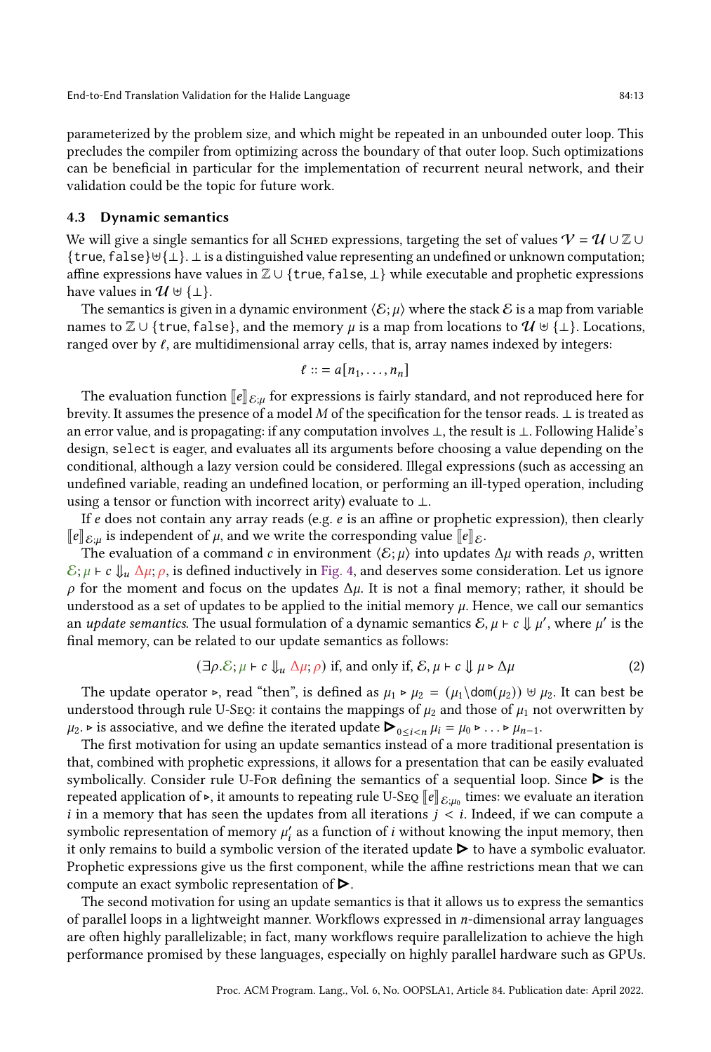parameterized by the problem size, and which might be repeated in an unbounded outer loop. This precludes the compiler from optimizing across the boundary of that outer loop. Such optimizations can be beneficial in particular for the implementation of recurrent neural network, and their validation could be the topic for future work.

### 4.3 Dynamic semantics

We will give a single semantics for all Sched expressions, targeting the set of values $\mathcal{V} = \mathcal{U} \cup \mathbb{Z} \cup \{\texttt{true}, \texttt{false}\} \uplus \{\bot\}$. $\bot$ is a distinguished value representing an undefined or unknown computation; affine expressions have values in $\mathbb{Z} \cup \{\texttt{true}, \texttt{false}, \bot\}$ while executable and prophetic expressions have values in $\mathcal{U} \uplus \{\bot\}$.

The semantics is given in a dynamic environment $\langle \mathcal{E}; \mu \rangle$ where the stack $\mathcal{E}$ is a map from variable names to $\mathbb{Z} \cup \{\texttt{true}, \texttt{false}\}$, and the memory $\mu$ is a map from locations to $\mathcal{U} \uplus \{\bot\}$. Locations, ranged over by $\ell$, are multidimensional array cells, that is, array names indexed by integers:

$$\ell ::= a[n_1, \ldots, n_n]$$

The evaluation function $[\![e]\!]_{\mathcal{E};\mu}$ for expressions is fairly standard, and not reproduced here for brevity. It assumes the presence of a model $M$ of the specification for the tensor reads. $\bot$ is treated as an error value, and is propagating: if any computation involves $\bot$, the result is $\bot$. Following Halide's design, `select` is eager, and evaluates all its arguments before choosing a value depending on the conditional, although a lazy version could be considered. Illegal expressions (such as accessing an undefined variable, reading an undefined location, or performing an ill-typed operation, including using a tensor or function with incorrect arity) evaluate to $\bot$.

If $e$ does not contain any array reads (e.g. $e$ is an affine or prophetic expression), then clearly $[\![e]\!]_{\mathcal{E};\mu}$ is independent of $\mu$, and we write the corresponding value $[\![e]\!]_{\mathcal{E}}$.

The evaluation of a command $c$ in environment $\langle \mathcal{E}; \mu \rangle$ into updates $\Delta\mu$ with reads $\rho$, written $\mathcal{E}; \mu \vdash c \Downarrow_u \Delta\mu; \rho$, is defined inductively in Fig. 4, and deserves some consideration. Let us ignore $\rho$ for the moment and focus on the updates $\Delta\mu$. It is not a final memory; rather, it should be understood as a set of updates to be applied to the initial memory $\mu$. Hence, we call our semantics an *update semantics*. The usual formulation of a dynamic semantics $\mathcal{E}, \mu \vdash c \Downarrow \mu'$, where $\mu'$ is the final memory, can be related to our update semantics as follows:

$$(\exists \rho. \mathcal{E}; \mu \vdash c \Downarrow_u \Delta\mu; \rho) \text{ if, and only if, } \mathcal{E}, \mu \vdash c \Downarrow \mu \triangleright \Delta\mu \tag{2}$$

The update operator $\triangleright$, read "then", is defined as $\mu_1 \triangleright \mu_2 = (\mu_1 \backslash \mathsf{dom}(\mu_2)) \uplus \mu_2$. It can best be understood through rule U-Seq: it contains the mappings of $\mu_2$ and those of $\mu_1$ not overwritten by $\mu_2$. $\triangleright$ is associative, and we define the iterated update $\blacktriangleright_{0 \le i < n} \mu_i = \mu_0 \triangleright \ldots \triangleright \mu_{n-1}$.

The first motivation for using an update semantics instead of a more traditional presentation is that, combined with prophetic expressions, it allows for a presentation that can be easily evaluated symbolically. Consider rule U-For defining the semantics of a sequential loop. Since $\blacktriangleright$ is the repeated application of $\triangleright$, it amounts to repeating rule U-Seq $[\![e]\!]_{\mathcal{E};\mu_0}$ times: we evaluate an iteration $i$ in a memory that has seen the updates from all iterations $j < i$. Indeed, if we can compute a symbolic representation of memory $\mu'_i$ as a function of $i$ without knowing the input memory, then it only remains to build a symbolic version of the iterated update $\blacktriangleright$ to have a symbolic evaluator. Prophetic expressions give us the first component, while the affine restrictions mean that we can compute an exact symbolic representation of $\blacktriangleright$.

The second motivation for using an update semantics is that it allows us to express the semantics of parallel loops in a lightweight manner. Workflows expressed in $n$-dimensional array languages are often highly parallelizable; in fact, many workflows require parallelization to achieve the high performance promised by these languages, especially on highly parallel hardware such as GPUs.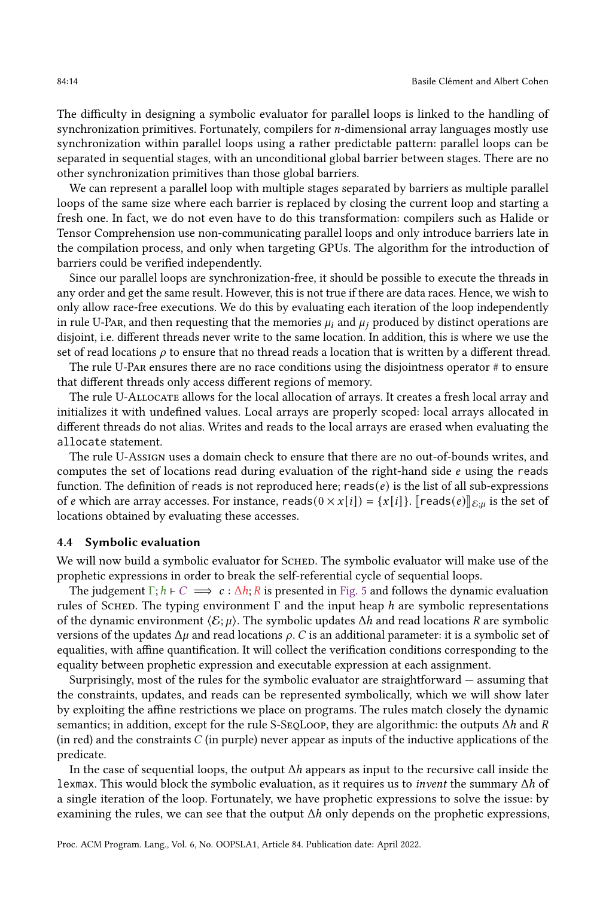The difficulty in designing a symbolic evaluator for parallel loops is linked to the handling of synchronization primitives. Fortunately, compilers for $n$-dimensional array languages mostly use synchronization within parallel loops using a rather predictable pattern: parallel loops can be separated in sequential stages, with an unconditional global barrier between stages. There are no other synchronization primitives than those global barriers.

We can represent a parallel loop with multiple stages separated by barriers as multiple parallel loops of the same size where each barrier is replaced by closing the current loop and starting a fresh one. In fact, we do not even have to do this transformation: compilers such as Halide or Tensor Comprehension use non-communicating parallel loops and only introduce barriers late in the compilation process, and only when targeting GPUs. The algorithm for the introduction of barriers could be verified independently.

Since our parallel loops are synchronization-free, it should be possible to execute the threads in any order and get the same result. However, this is not true if there are data races. Hence, we wish to only allow race-free executions. We do this by evaluating each iteration of the loop independently in rule U-Par, and then requesting that the memories $\mu_i$ and $\mu_j$ produced by distinct operations are disjoint, i.e. different threads never write to the same location. In addition, this is where we use the set of read locations $\rho$ to ensure that no thread reads a location that is written by a different thread.

The rule U-Par ensures there are no race conditions using the disjointness operator # to ensure that different threads only access different regions of memory.

The rule U-Allocate allows for the local allocation of arrays. It creates a fresh local array and initializes it with undefined values. Local arrays are properly scoped: local arrays allocated in different threads do not alias. Writes and reads to the local arrays are erased when evaluating the `allocate` statement.

The rule U-Assign uses a domain check to ensure that there are no out-of-bounds writes, and computes the set of locations read during evaluation of the right-hand side $e$ using the `reads` function. The definition of `reads` is not reproduced here; $\texttt{reads}(e)$ is the list of all sub-expressions of $e$ which are array accesses. For instance, $\texttt{reads}(0 \times x[i]) = \{x[i]\}$. $[\![\texttt{reads}(e)]\!]_{\mathcal{E};\mu}$ is the set of locations obtained by evaluating these accesses.

### 4.4 Symbolic evaluation

We will now build a symbolic evaluator for Sched. The symbolic evaluator will make use of the prophetic expressions in order to break the self-referential cycle of sequential loops.

The judgement $\Gamma; h \vdash C \implies c : \Delta h; R$ is presented in Fig. 5 and follows the dynamic evaluation rules of Sched. The typing environment $\Gamma$ and the input heap $h$ are symbolic representations of the dynamic environment $\langle \mathcal{E}; \mu \rangle$. The symbolic updates $\Delta h$ and read locations $R$ are symbolic versions of the updates $\Delta\mu$ and read locations $\rho$. $C$ is an additional parameter: it is a symbolic set of equalities, with affine quantification. It will collect the verification conditions corresponding to the equality between prophetic expression and executable expression at each assignment.

Surprisingly, most of the rules for the symbolic evaluator are straightforward — assuming that the constraints, updates, and reads can be represented symbolically, which we will show later by exploiting the affine restrictions we place on programs. The rules match closely the dynamic semantics; in addition, except for the rule S-SeqLoop, they are algorithmic: the outputs $\Delta h$ and $R$ (in red) and the constraints $C$ (in purple) never appear as inputs of the inductive applications of the predicate.

In the case of sequential loops, the output $\Delta h$ appears as input to the recursive call inside the `lexmax`. This would block the symbolic evaluation, as it requires us to *invent* the summary $\Delta h$ of a single iteration of the loop. Fortunately, we have prophetic expressions to solve the issue: by examining the rules, we can see that the output $\Delta h$ only depends on the prophetic expressions,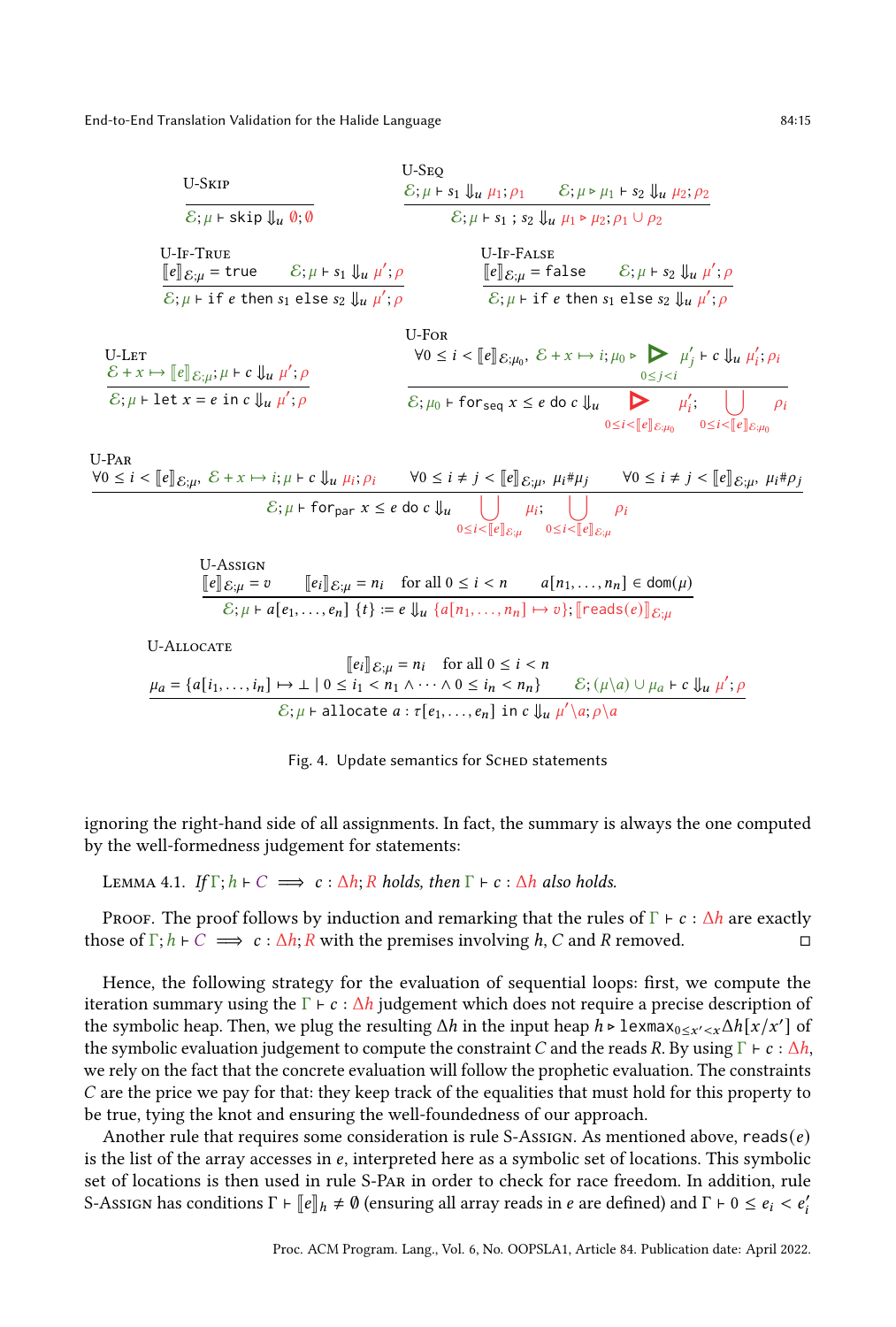$$\textsc{U-Skip}\quad \frac{}{\mathcal{E};\mu \vdash \texttt{skip} \Downarrow_u \emptyset;\emptyset}$$

$$\textsc{U-Seq}\quad \frac{\mathcal{E};\mu \vdash s_1 \Downarrow_u \mu_1;\rho_1 \qquad \mathcal{E};\mu \triangleright \mu_1 \vdash s_2 \Downarrow_u \mu_2;\rho_2}{\mathcal{E};\mu \vdash s_1\ ;\ s_2 \Downarrow_u \mu_1 \triangleright \mu_2;\rho_1 \cup \rho_2}$$

$$\textsc{U-If-True}\quad \frac{[\![e]\!]_{\mathcal{E};\mu} = \texttt{true} \qquad \mathcal{E};\mu \vdash s_1 \Downarrow_u \mu';\rho}{\mathcal{E};\mu \vdash \texttt{if } e \texttt{ then } s_1 \texttt{ else } s_2 \Downarrow_u \mu';\rho}$$

$$\textsc{U-If-False}\quad \frac{[\![e]\!]_{\mathcal{E};\mu} = \texttt{false} \qquad \mathcal{E};\mu \vdash s_2 \Downarrow_u \mu';\rho}{\mathcal{E};\mu \vdash \texttt{if } e \texttt{ then } s_1 \texttt{ else } s_2 \Downarrow_u \mu';\rho}$$

$$\textsc{U-Let}\quad \frac{\mathcal{E} + x \mapsto [\![e]\!]_{\mathcal{E};\mu};\mu \vdash c \Downarrow_u \mu';\rho}{\mathcal{E};\mu \vdash \texttt{let } x = e \texttt{ in } c \Downarrow_u \mu';\rho}$$

$$\textsc{U-For}\quad \frac{\forall 0 \leq i < [\![e]\!]_{\mathcal{E};\mu_0},\ \mathcal{E} + x \mapsto i;\mu_0 \triangleright \underset{0\leq j<i}{\blacktriangleright} \mu'_j \vdash c \Downarrow_u \mu'_i;\rho_i}{\mathcal{E};\mu_0 \vdash \texttt{for}_{\texttt{seq}}\ x \leq e \texttt{ do } c \Downarrow_u \underset{0\leq i<[\![e]\!]_{\mathcal{E};\mu_0}}{\blacktriangleright} \mu'_i;\ \bigcup_{0\leq i<[\![e]\!]_{\mathcal{E};\mu_0}} \rho_i}$$

$$\textsc{U-Par}\quad \frac{\forall 0 \leq i < [\![e]\!]_{\mathcal{E};\mu},\ \mathcal{E} + x \mapsto i;\mu \vdash c \Downarrow_u \mu_i;\rho_i \qquad \forall 0 \leq i \neq j < [\![e]\!]_{\mathcal{E};\mu},\ \mu_i \# \mu_j \qquad \forall 0 \leq i \neq j < [\![e]\!]_{\mathcal{E};\mu},\ \mu_i \# \rho_j}{\mathcal{E};\mu \vdash \texttt{for}_{\texttt{par}}\ x \leq e \texttt{ do } c \Downarrow_u \bigcup_{0\leq i<[\![e]\!]_{\mathcal{E};\mu}} \mu_i;\ \bigcup_{0\leq i<[\![e]\!]_{\mathcal{E};\mu}} \rho_i}$$

$$\textsc{U-Assign}\quad \frac{[\![e]\!]_{\mathcal{E};\mu} = v \qquad [\![e_i]\!]_{\mathcal{E};\mu} = n_i \quad \text{for all } 0 \leq i < n \qquad a[n_1,\ldots,n_n] \in \text{dom}(\mu)}{\mathcal{E};\mu \vdash a[e_1,\ldots,e_n]\ \{t\} := e \Downarrow_u \{a[n_1,\ldots,n_n] \mapsto v\};[\![\texttt{reads}(e)]\!]_{\mathcal{E};\mu}}$$

$$\textsc{U-Allocate}\quad \frac{[\![e_i]\!]_{\mathcal{E};\mu} = n_i \quad \text{for all } 0 \leq i < n \qquad \mu_a = \{a[i_1,\ldots,i_n] \mapsto \bot \mid 0 \leq i_1 < n_1 \wedge \cdots \wedge 0 \leq i_n < n_n\} \qquad \mathcal{E};(\mu\backslash a) \cup \mu_a \vdash c \Downarrow_u \mu';\rho}{\mathcal{E};\mu \vdash \texttt{allocate } a : \tau[e_1,\ldots,e_n] \texttt{ in } c \Downarrow_u \mu'\backslash a;\rho\backslash a}$$

Fig. 4. Update semantics for Sched statements

ignoring the right-hand side of all assignments. In fact, the summary is always the one computed by the well-formedness judgement for statements:

**Lemma 4.1.** *If* $\Gamma; h \vdash C \implies c : \Delta h; R$ *holds, then* $\Gamma \vdash c : \Delta h$ *also holds.*

*Proof.* The proof follows by induction and remarking that the rules of $\Gamma \vdash c : \Delta h$ are exactly those of $\Gamma; h \vdash C \implies c : \Delta h; R$ with the premises involving $h$, $C$ and $R$ removed. □

Hence, the following strategy for the evaluation of sequential loops: first, we compute the iteration summary using the $\Gamma \vdash c : \Delta h$ judgement which does not require a precise description of the symbolic heap. Then, we plug the resulting $\Delta h$ in the input heap $h \triangleright \texttt{lexmax}_{0\leq x'<x} \Delta h[x/x']$ of the symbolic evaluation judgement to compute the constraint $C$ and the reads $R$. By using $\Gamma \vdash c : \Delta h$, we rely on the fact that the concrete evaluation will follow the prophetic evaluation. The constraints $C$ are the price we pay for that: they keep track of the equalities that must hold for this property to be true, tying the knot and ensuring the well-foundedness of our approach.

Another rule that requires some consideration is rule S-Assign. As mentioned above, $\texttt{reads}(e)$ is the list of the array accesses in $e$, interpreted here as a symbolic set of locations. This symbolic set of locations is then used in rule S-Par in order to check for race freedom. In addition, rule S-Assign has conditions $\Gamma \vdash [\![e]\!]_h \neq \emptyset$ (ensuring all array reads in $e$ are defined) and $\Gamma \vdash 0 \leq e_i < e'_i$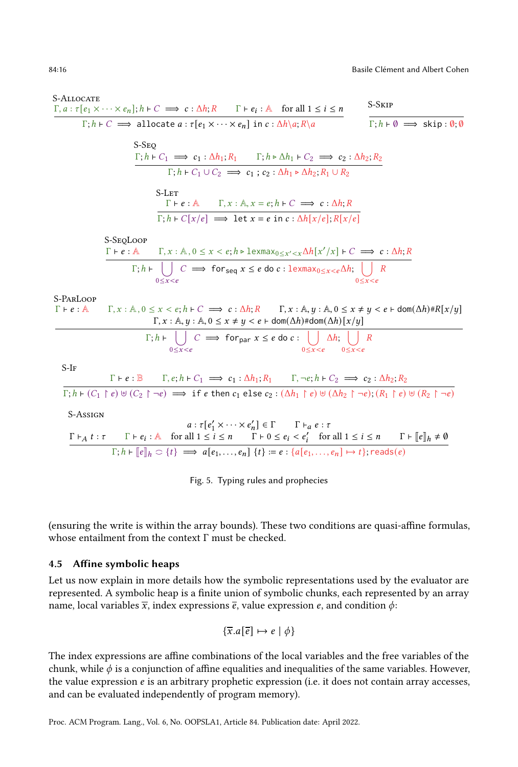S-Allocate

$$\frac{\Gamma, a : \tau[e_1 \times \cdots \times e_n]; h \vdash C \implies c : \Delta h; R \qquad \Gamma \vdash e_i : \mathbb{A} \quad \text{for all } 1 \leq i \leq n}{\Gamma; h \vdash C \implies \texttt{allocate}\ a : \tau[e_1 \times \cdots \times e_n]\ \texttt{in}\ c : \Delta h \backslash a; R \backslash a}$$

S-Skip

$$\frac{}{\Gamma; h \vdash \emptyset \implies \texttt{skip} : \emptyset; \emptyset}$$

S-Seq

$$\frac{\Gamma; h \vdash C_1 \implies c_1 : \Delta h_1; R_1 \qquad \Gamma; h \triangleright \Delta h_1 \vdash C_2 \implies c_2 : \Delta h_2; R_2}{\Gamma; h \vdash C_1 \cup C_2 \implies c_1\ ;\ c_2 : \Delta h_1 \triangleright \Delta h_2; R_1 \cup R_2}$$

S-Let

$$\frac{\Gamma \vdash e : \mathbb{A} \qquad \Gamma, x : \mathbb{A}, x = e; h \vdash C \implies c : \Delta h; R}{\Gamma; h \vdash C[x/e] \implies \texttt{let}\ x = e\ \texttt{in}\ c : \Delta h[x/e]; R[x/e]}$$

S-SeqLoop

$$\frac{\Gamma \vdash e : \mathbb{A} \qquad \Gamma, x : \mathbb{A}, 0 \leq x < e; h \triangleright \mathrm{lexmax}_{0 \leq x' < x} \Delta h[x'/x] \vdash C \implies c : \Delta h; R}{\Gamma; h \vdash \bigcup_{0 \leq x < e} C \implies \texttt{for}_{\texttt{seq}}\ x \leq e\ \texttt{do}\ c : \mathrm{lexmax}_{0 \leq x < e} \Delta h; \bigcup_{0 \leq x < e} R}$$

S-ParLoop

$$\frac{\begin{array}{c}\Gamma \vdash e : \mathbb{A} \qquad \Gamma, x : \mathbb{A}, 0 \leq x < e; h \vdash C \implies c : \Delta h; R \qquad \Gamma, x : \mathbb{A}, y : \mathbb{A}, 0 \leq x \neq y < e \vdash \mathrm{dom}(\Delta h) \# R[x/y] \\ \Gamma, x : \mathbb{A}, y : \mathbb{A}, 0 \leq x \neq y < e \vdash \mathrm{dom}(\Delta h) \# \mathrm{dom}(\Delta h)[x/y]\end{array}}{\Gamma; h \vdash \bigcup_{0 \leq x < e} C \implies \texttt{for}_{\texttt{par}}\ x \leq e\ \texttt{do}\ c : \bigcup_{0 \leq x < e} \Delta h; \bigcup_{0 \leq x < e} R}$$

S-If

$$\frac{\Gamma \vdash e : \mathbb{B} \qquad \Gamma, e; h \vdash C_1 \implies c_1 : \Delta h_1; R_1 \qquad \Gamma, \neg e; h \vdash C_2 \implies c_2 : \Delta h_2; R_2}{\Gamma; h \vdash (C_1 \restriction e) \uplus (C_2 \restriction \neg e) \implies \texttt{if}\ e\ \texttt{then}\ c_1\ \texttt{else}\ c_2 : (\Delta h_1 \restriction e) \uplus (\Delta h_2 \restriction \neg e); (R_1 \restriction e) \uplus (R_2 \restriction \neg e)}$$

S-Assign

$$\frac{\Gamma \vdash_A t : \tau \qquad \Gamma \vdash e_i : \mathbb{A} \quad \text{for all } 1 \leq i \leq n \qquad \begin{array}{c} a : \tau[e'_1 \times \cdots \times e'_n] \in \Gamma \qquad \Gamma \vdash_a e : \tau \\ \Gamma \vdash 0 \leq e_i < e'_i \quad \text{for all } 1 \leq i \leq n \end{array} \qquad \Gamma \vdash [\![e]\!]_h \neq \emptyset}{\Gamma; h \vdash [\![e]\!]_h \supset \{t\} \implies a[e_1, \ldots, e_n]\ \{t\} := e : \{a[e_1, \ldots, e_n] \mapsto t\}; \mathrm{reads}(e)}$$

Fig. 5. Typing rules and prophecies

(ensuring the write is within the array bounds). These two conditions are quasi-affine formulas, whose entailment from the context $\Gamma$ must be checked.

### 4.5 Affine symbolic heaps

Let us now explain in more details how the symbolic representations used by the evaluator are represented. A symbolic heap is a finite union of symbolic chunks, each represented by an array name, local variables $\overline{x}$, index expressions $\overline{e}$, value expression $e$, and condition $\phi$:

$$\{\overline{x}.a[\overline{e}] \mapsto e \mid \phi\}$$

The index expressions are affine combinations of the local variables and the free variables of the chunk, while $\phi$ is a conjunction of affine equalities and inequalities of the same variables. However, the value expression $e$ is an arbitrary prophetic expression (i.e. it does not contain array accesses, and can be evaluated independently of program memory).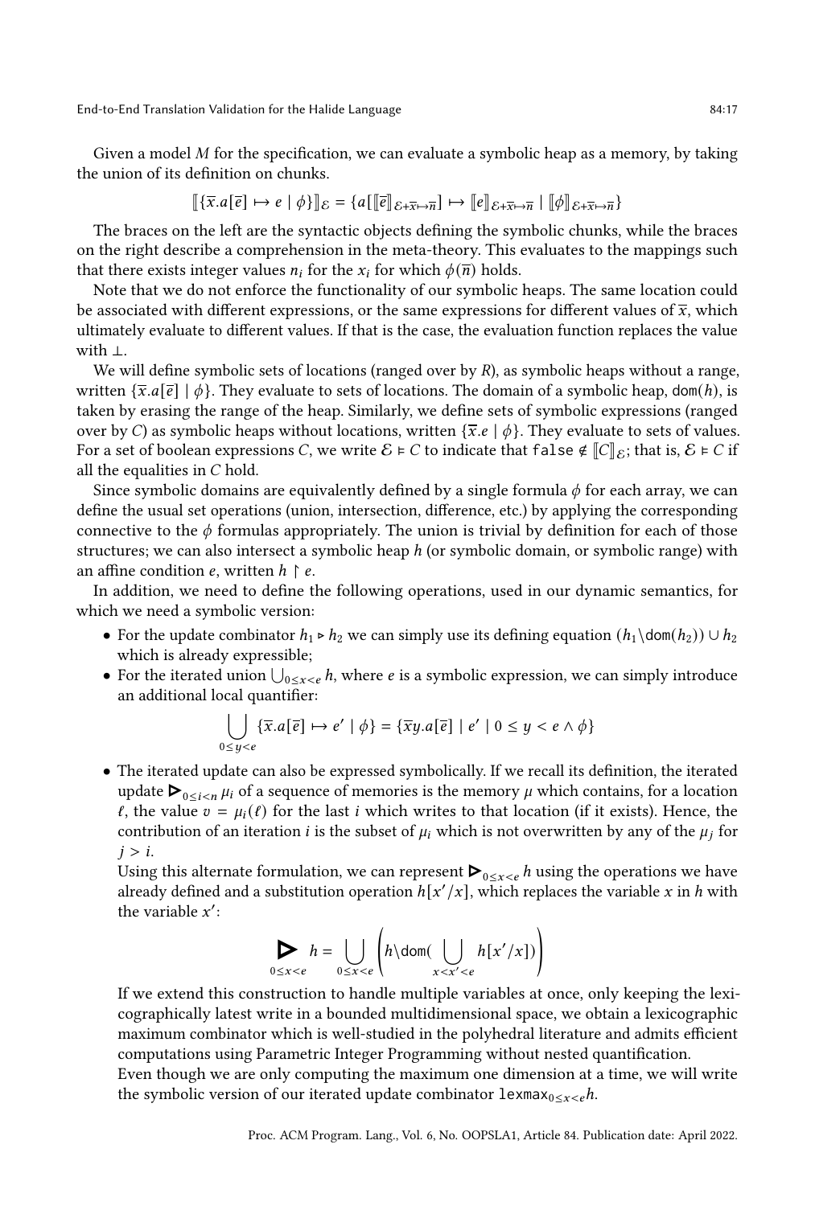Given a model $M$ for the specification, we can evaluate a symbolic heap as a memory, by taking the union of its definition on chunks.

$$[\![\{\overline{x}.a[\overline{e}] \mapsto e \mid \phi\}]\!]_{\mathcal{E}} = \{a[[\![\overline{e}]\!]_{\mathcal{E}+\overline{x}\mapsto\overline{n}}] \mapsto [\![e]\!]_{\mathcal{E}+\overline{x}\mapsto\overline{n}} \mid [\![\phi]\!]_{\mathcal{E}+\overline{x}\mapsto\overline{n}}\}$$

The braces on the left are the syntactic objects defining the symbolic chunks, while the braces on the right describe a comprehension in the meta-theory. This evaluates to the mappings such that there exists integer values $n_i$ for the $x_i$ for which $\phi(\overline{n})$ holds.

Note that we do not enforce the functionality of our symbolic heaps. The same location could be associated with different expressions, or the same expressions for different values of $\overline{x}$, which ultimately evaluate to different values. If that is the case, the evaluation function replaces the value with $\bot$.

We will define symbolic sets of locations (ranged over by $R$), as symbolic heaps without a range, written $\{\overline{x}.a[\overline{e}] \mid \phi\}$. They evaluate to sets of locations. The domain of a symbolic heap, $\mathsf{dom}(h)$, is taken by erasing the range of the heap. Similarly, we define sets of symbolic expressions (ranged over by $C$) as symbolic heaps without locations, written $\{\overline{x}.e \mid \phi\}$. They evaluate to sets of values. For a set of boolean expressions $C$, we write $\mathcal{E} \models C$ to indicate that $\mathtt{false} \notin [\![C]\!]_{\mathcal{E}}$; that is, $\mathcal{E} \models C$ if all the equalities in $C$ hold.

Since symbolic domains are equivalently defined by a single formula $\phi$ for each array, we can define the usual set operations (union, intersection, difference, etc.) by applying the corresponding connective to the $\phi$ formulas appropriately. The union is trivial by definition for each of those structures; we can also intersect a symbolic heap $h$ (or symbolic domain, or symbolic range) with an affine condition $e$, written $h \upharpoonright e$.

In addition, we need to define the following operations, used in our dynamic semantics, for which we need a symbolic version:

- For the update combinator $h_1 \triangleright h_2$ we can simply use its defining equation $(h_1 \backslash \mathsf{dom}(h_2)) \cup h_2$ which is already expressible;
- For the iterated union $\bigcup_{0 \le x < e} h$, where $e$ is a symbolic expression, we can simply introduce an additional local quantifier:

$$\bigcup_{0 \le y < e} \{\overline{x}.a[\overline{e}] \mapsto e' \mid \phi\} = \{\overline{x}y.a[\overline{e}] \mid e' \mid 0 \le y < e \wedge \phi\}$$

- The iterated update can also be expressed symbolically. If we recall its definition, the iterated update $\blacktriangleright_{0 \le i < n} \mu_i$ of a sequence of memories is the memory $\mu$ which contains, for a location $\ell$, the value $v = \mu_i(\ell)$ for the last $i$ which writes to that location (if it exists). Hence, the contribution of an iteration $i$ is the subset of $\mu_i$ which is not overwritten by any of the $\mu_j$ for $j > i$.

  Using this alternate formulation, we can represent $\blacktriangleright_{0 \le x < e} h$ using the operations we have already defined and a substitution operation $h[x'/x]$, which replaces the variable $x$ in $h$ with the variable $x'$:

$$\blacktriangleright_{0 \le x < e} h = \bigcup_{0 \le x < e} \left( h \backslash \mathsf{dom}( \bigcup_{x < x' < e} h[x'/x]) \right)$$

  If we extend this construction to handle multiple variables at once, only keeping the lexicographically latest write in a bounded multidimensional space, we obtain a lexicographic maximum combinator which is well-studied in the polyhedral literature and admits efficient computations using Parametric Integer Programming without nested quantification.

  Even though we are only computing the maximum one dimension at a time, we will write the symbolic version of our iterated update combinator $\mathtt{lexmax}_{0 \le x < e} h$.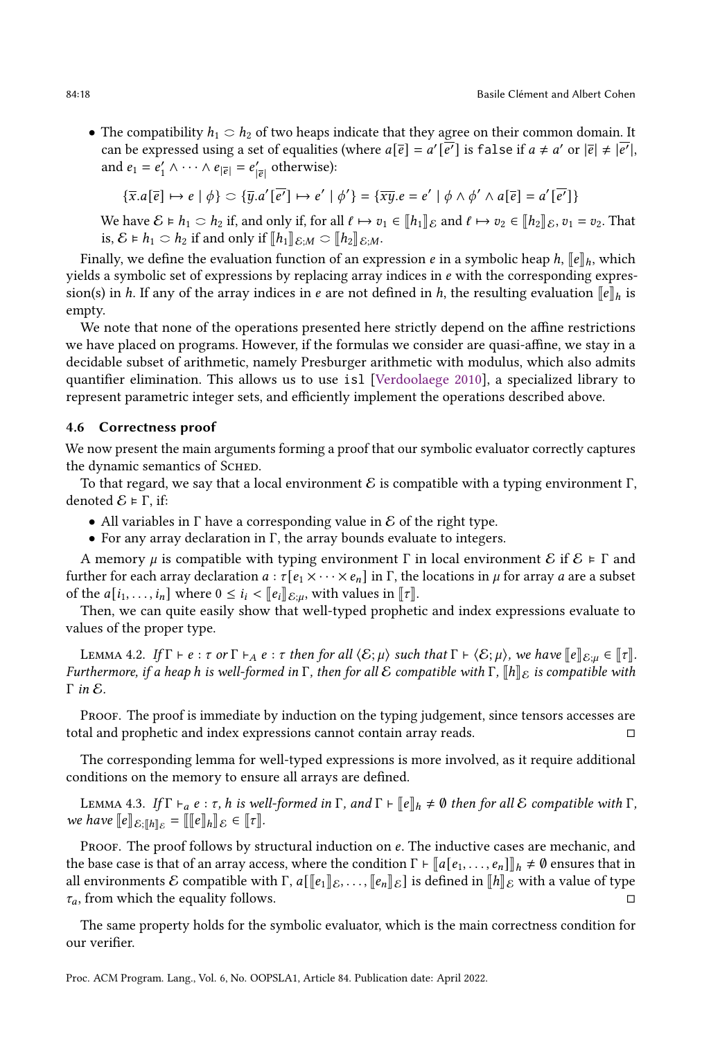- The compatibility $h_1 \supset h_2$ of two heaps indicate that they agree on their common domain. It can be expressed using a set of equalities (where $a[\overline{e}] = a'[\overline{e'}]$ is false if $a \neq a'$ or $|\overline{e}| \neq |\overline{e'}|$, and $e_1 = e'_1 \wedge \cdots \wedge e_{|\overline{e}|} = e'_{|\overline{e}|}$ otherwise):

$$\{\overline{x}.a[\overline{e}] \mapsto e \mid \phi\} \supset \{\overline{y}.a'[\overline{e'}] \mapsto e' \mid \phi'\} = \{\overline{xy}.e = e' \mid \phi \wedge \phi' \wedge a[\overline{e}] = a'[\overline{e'}]\}$$

We have $\mathcal{E} \models h_1 \supset h_2$ if, and only if, for all $\ell \mapsto v_1 \in [\![h_1]\!]_{\mathcal{E}}$ and $\ell \mapsto v_2 \in [\![h_2]\!]_{\mathcal{E}}$, $v_1 = v_2$. That is, $\mathcal{E} \models h_1 \supset h_2$ if and only if $[\![h_1]\!]_{\mathcal{E};M} \supset [\![h_2]\!]_{\mathcal{E};M}$.

Finally, we define the evaluation function of an expression $e$ in a symbolic heap $h$, $[\![e]\!]_h$, which yields a symbolic set of expressions by replacing array indices in $e$ with the corresponding expression(s) in $h$. If any of the array indices in $e$ are not defined in $h$, the resulting evaluation $[\![e]\!]_h$ is empty.

We note that none of the operations presented here strictly depend on the affine restrictions we have placed on programs. However, if the formulas we consider are quasi-affine, we stay in a decidable subset of arithmetic, namely Presburger arithmetic with modulus, which also admits quantifier elimination. This allows us to use `isl` [Verdoolaege 2010], a specialized library to represent parametric integer sets, and efficiently implement the operations described above.

### 4.6 Correctness proof

We now present the main arguments forming a proof that our symbolic evaluator correctly captures the dynamic semantics of Sched.

To that regard, we say that a local environment $\mathcal{E}$ is compatible with a typing environment $\Gamma$, denoted $\mathcal{E} \models \Gamma$, if:

- All variables in $\Gamma$ have a corresponding value in $\mathcal{E}$ of the right type.
- For any array declaration in $\Gamma$, the array bounds evaluate to integers.

A memory $\mu$ is compatible with typing environment $\Gamma$ in local environment $\mathcal{E}$ if $\mathcal{E} \models \Gamma$ and further for each array declaration $a : \tau[e_1 \times \cdots \times e_n]$ in $\Gamma$, the locations in $\mu$ for array $a$ are a subset of the $a[i_1, \ldots, i_n]$ where $0 \leq i_i < [\![e_i]\!]_{\mathcal{E};\mu}$, with values in $[\![\tau]\!]$.

Then, we can quite easily show that well-typed prophetic and index expressions evaluate to values of the proper type.

Lemma 4.2. *If $\Gamma \vdash e : \tau$ or $\Gamma \vdash_A e : \tau$ then for all $\langle \mathcal{E}; \mu \rangle$ such that $\Gamma \vdash \langle \mathcal{E}; \mu \rangle$, we have $[\![e]\!]_{\mathcal{E};\mu} \in [\![\tau]\!]$. Furthermore, if a heap $h$ is well-formed in $\Gamma$, then for all $\mathcal{E}$ compatible with $\Gamma$, $[\![h]\!]_{\mathcal{E}}$ is compatible with $\Gamma$ in $\mathcal{E}$.*

Proof. The proof is immediate by induction on the typing judgement, since tensors accesses are total and prophetic and index expressions cannot contain array reads. □

The corresponding lemma for well-typed expressions is more involved, as it require additional conditions on the memory to ensure all arrays are defined.

Lemma 4.3. *If $\Gamma \vdash_a e : \tau$, $h$ is well-formed in $\Gamma$, and $\Gamma \vdash [\![e]\!]_h \neq \emptyset$ then for all $\mathcal{E}$ compatible with $\Gamma$, we have $[\![e]\!]_{\mathcal{E};[\![h]\!]_{\mathcal{E}}} = [\![[\![e]\!]_h]\!]_{\mathcal{E}} \in [\![\tau]\!]$.*

Proof. The proof follows by structural induction on $e$. The inductive cases are mechanic, and the base case is that of an array access, where the condition $\Gamma \vdash [\![a[e_1, \ldots, e_n]]\!]_h \neq \emptyset$ ensures that in all environments $\mathcal{E}$ compatible with $\Gamma$, $a[[\![e_1]\!]_{\mathcal{E}}, \ldots, [\![e_n]\!]_{\mathcal{E}}]$ is defined in $[\![h]\!]_{\mathcal{E}}$ with a value of type $\tau_a$, from which the equality follows. □

The same property holds for the symbolic evaluator, which is the main correctness condition for our verifier.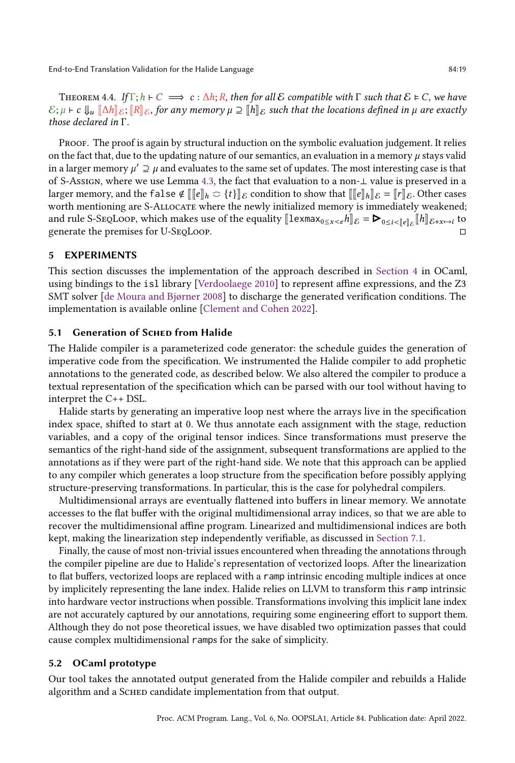Theorem 4.4. *If $\Gamma; h \vdash C \implies c : \Delta h; R$, then for all $\mathcal{E}$ compatible with $\Gamma$ such that $\mathcal{E} \models C$, we have $\mathcal{E}; \mu \vdash c \Downarrow_u [\![\Delta h]\!]_{\mathcal{E}}; [\![R]\!]_{\mathcal{E}}$, for any memory $\mu \supseteq [\![h]\!]_{\mathcal{E}}$ such that the locations defined in $\mu$ are exactly those declared in $\Gamma$.*

Proof. The proof is again by structural induction on the symbolic evaluation judgement. It relies on the fact that, due to the updating nature of our semantics, an evaluation in a memory $\mu$ stays valid in a larger memory $\mu' \supseteq \mu$ and evaluates to the same set of updates. The most interesting case is that of S-Assign, where we use Lemma 4.3, the fact that evaluation to a non-$\bot$ value is preserved in a larger memory, and the $\mathtt{false} \notin [\![[\![e]\!]_h \supset \{t\}]\!]_{\mathcal{E}}$ condition to show that $[\![[\![e]\!]_h]\!]_{\mathcal{E}} = [\![r]\!]_{\mathcal{E}}$. Other cases worth mentioning are S-Allocate where the newly initialized memory is immediately weakened; and rule S-SeqLoop, which makes use of the equality $[\![\mathtt{lexmax}_{0 \le x < e} h]\!]_{\mathcal{E}} = \rhd_{0 \le i < [\![e]\!]_{\mathcal{E}}} [\![h]\!]_{\mathcal{E}+x\mapsto i}$ to generate the premises for U-SeqLoop. □

## 5 EXPERIMENTS

This section discusses the implementation of the approach described in Section 4 in OCaml, using bindings to the `isl` library [Verdoolaege 2010] to represent affine expressions, and the Z3 SMT solver [de Moura and Bjørner 2008] to discharge the generated verification conditions. The implementation is available online [Clement and Cohen 2022].

### 5.1 Generation of Sched from Halide

The Halide compiler is a parameterized code generator: the schedule guides the generation of imperative code from the specification. We instrumented the Halide compiler to add prophetic annotations to the generated code, as described below. We also altered the compiler to produce a textual representation of the specification which can be parsed with our tool without having to interpret the C++ DSL.

Halide starts by generating an imperative loop nest where the arrays live in the specification index space, shifted to start at 0. We thus annotate each assignment with the stage, reduction variables, and a copy of the original tensor indices. Since transformations must preserve the semantics of the right-hand side of the assignment, subsequent transformations are applied to the annotations as if they were part of the right-hand side. We note that this approach can be applied to any compiler which generates a loop structure from the specification before possibly applying structure-preserving transformations. In particular, this is the case for polyhedral compilers.

Multidimensional arrays are eventually flattened into buffers in linear memory. We annotate accesses to the flat buffer with the original multidimensional array indices, so that we are able to recover the multidimensional affine program. Linearized and multidimensional indices are both kept, making the linearization step independently verifiable, as discussed in Section 7.1.

Finally, the cause of most non-trivial issues encountered when threading the annotations through the compiler pipeline are due to Halide's representation of vectorized loops. After the linearization to flat buffers, vectorized loops are replaced with a `ramp` intrinsic encoding multiple indices at once by implicitely representing the lane index. Halide relies on LLVM to transform this `ramp` intrinsic into hardware vector instructions when possible. Transformations involving this implicit lane index are not accurately captured by our annotations, requiring some engineering effort to support them. Although they do not pose theoretical issues, we have disabled two optimization passes that could cause complex multidimensional `ramp`s for the sake of simplicity.

### 5.2 OCaml prototype

Our tool takes the annotated output generated from the Halide compiler and rebuilds a Halide algorithm and a Sched candidate implementation from that output.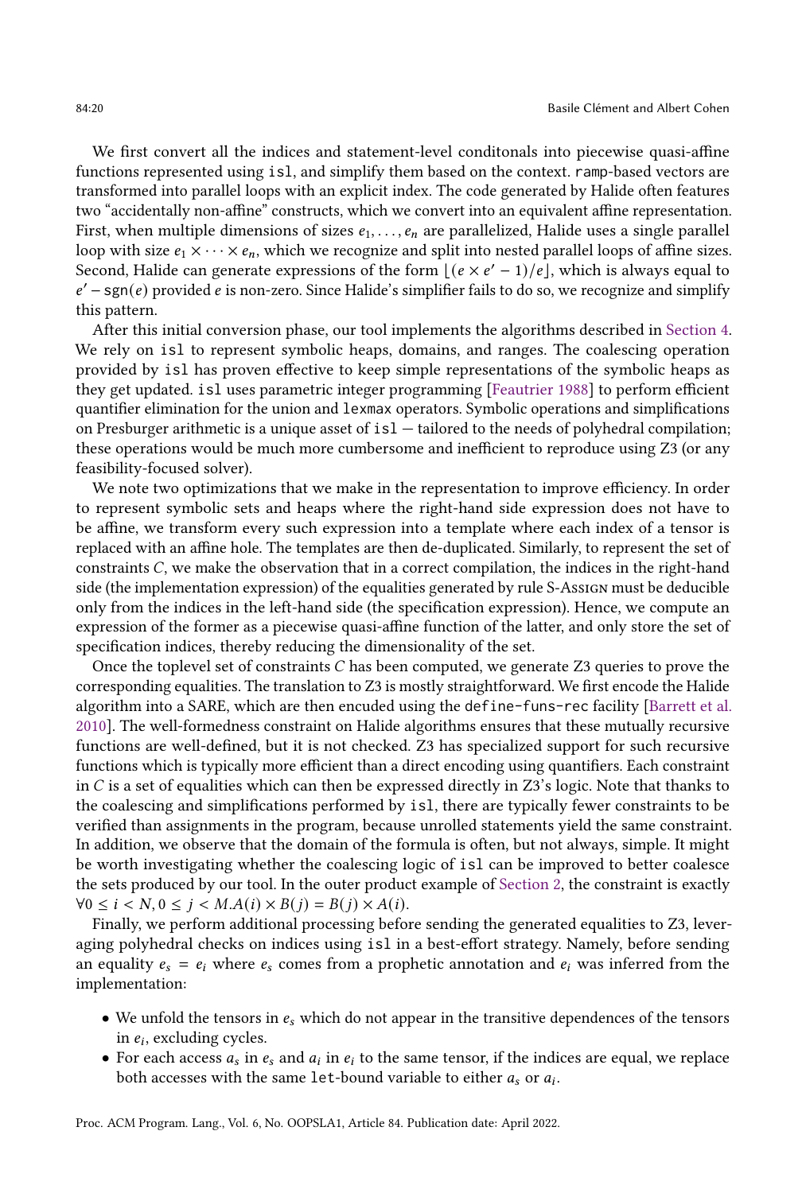We first convert all the indices and statement-level conditonals into piecewise quasi-affine functions represented using isl, and simplify them based on the context. ramp-based vectors are transformed into parallel loops with an explicit index. The code generated by Halide often features two "accidentally non-affine" constructs, which we convert into an equivalent affine representation. First, when multiple dimensions of sizes $e_1, \ldots, e_n$ are parallelized, Halide uses a single parallel loop with size $e_1 \times \cdots \times e_n$, which we recognize and split into nested parallel loops of affine sizes. Second, Halide can generate expressions of the form $\lfloor (e \times e' - 1)/e \rfloor$, which is always equal to $e' - \mathsf{sgn}(e)$ provided $e$ is non-zero. Since Halide's simplifier fails to do so, we recognize and simplify this pattern.

After this initial conversion phase, our tool implements the algorithms described in Section 4. We rely on isl to represent symbolic heaps, domains, and ranges. The coalescing operation provided by isl has proven effective to keep simple representations of the symbolic heaps as they get updated. isl uses parametric integer programming [Feautrier 1988] to perform efficient quantifier elimination for the union and lexmax operators. Symbolic operations and simplifications on Presburger arithmetic is a unique asset of isl — tailored to the needs of polyhedral compilation; these operations would be much more cumbersome and inefficient to reproduce using Z3 (or any feasibility-focused solver).

We note two optimizations that we make in the representation to improve efficiency. In order to represent symbolic sets and heaps where the right-hand side expression does not have to be affine, we transform every such expression into a template where each index of a tensor is replaced with an affine hole. The templates are then de-duplicated. Similarly, to represent the set of constraints $C$, we make the observation that in a correct compilation, the indices in the right-hand side (the implementation expression) of the equalities generated by rule S-Assign must be deducible only from the indices in the left-hand side (the specification expression). Hence, we compute an expression of the former as a piecewise quasi-affine function of the latter, and only store the set of specification indices, thereby reducing the dimensionality of the set.

Once the toplevel set of constraints $C$ has been computed, we generate Z3 queries to prove the corresponding equalities. The translation to Z3 is mostly straightforward. We first encode the Halide algorithm into a SARE, which are then encuded using the define-funs-rec facility [Barrett et al. 2010]. The well-formedness constraint on Halide algorithms ensures that these mutually recursive functions are well-defined, but it is not checked. Z3 has specialized support for such recursive functions which is typically more efficient than a direct encoding using quantifiers. Each constraint in $C$ is a set of equalities which can then be expressed directly in Z3's logic. Note that thanks to the coalescing and simplifications performed by isl, there are typically fewer constraints to be verified than assignments in the program, because unrolled statements yield the same constraint. In addition, we observe that the domain of the formula is often, but not always, simple. It might be worth investigating whether the coalescing logic of isl can be improved to better coalesce the sets produced by our tool. In the outer product example of Section 2, the constraint is exactly $\forall 0 \leq i < N, 0 \leq j < M. A(i) \times B(j) = B(j) \times A(i)$.

Finally, we perform additional processing before sending the generated equalities to Z3, leveraging polyhedral checks on indices using isl in a best-effort strategy. Namely, before sending an equality $e_s = e_i$ where $e_s$ comes from a prophetic annotation and $e_i$ was inferred from the implementation:

- We unfold the tensors in $e_s$ which do not appear in the transitive dependences of the tensors in $e_i$, excluding cycles.
- For each access $a_s$ in $e_s$ and $a_i$ in $e_i$ to the same tensor, if the indices are equal, we replace both accesses with the same let-bound variable to either $a_s$ or $a_i$.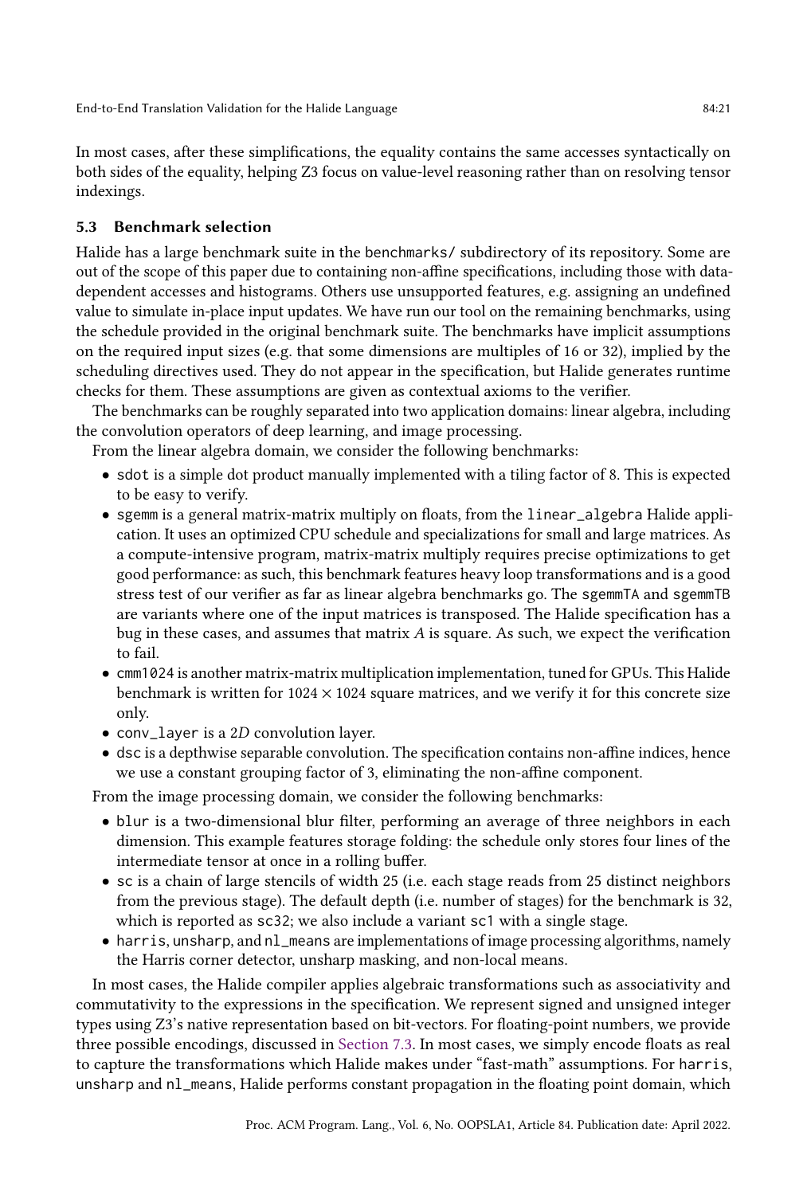In most cases, after these simplifications, the equality contains the same accesses syntactically on both sides of the equality, helping Z3 focus on value-level reasoning rather than on resolving tensor indexings.

### 5.3 Benchmark selection

Halide has a large benchmark suite in the `benchmarks/` subdirectory of its repository. Some are out of the scope of this paper due to containing non-affine specifications, including those with data-dependent accesses and histograms. Others use unsupported features, e.g. assigning an undefined value to simulate in-place input updates. We have run our tool on the remaining benchmarks, using the schedule provided in the original benchmark suite. The benchmarks have implicit assumptions on the required input sizes (e.g. that some dimensions are multiples of 16 or 32), implied by the scheduling directives used. They do not appear in the specification, but Halide generates runtime checks for them. These assumptions are given as contextual axioms to the verifier.

The benchmarks can be roughly separated into two application domains: linear algebra, including the convolution operators of deep learning, and image processing.

From the linear algebra domain, we consider the following benchmarks:

- `sdot` is a simple dot product manually implemented with a tiling factor of 8. This is expected to be easy to verify.
- `sgemm` is a general matrix-matrix multiply on floats, from the `linear_algebra` Halide application. It uses an optimized CPU schedule and specializations for small and large matrices. As a compute-intensive program, matrix-matrix multiply requires precise optimizations to get good performance: as such, this benchmark features heavy loop transformations and is a good stress test of our verifier as far as linear algebra benchmarks go. The `sgemmTA` and `sgemmTB` are variants where one of the input matrices is transposed. The Halide specification has a bug in these cases, and assumes that matrix $A$ is square. As such, we expect the verification to fail.
- `cmm1024` is another matrix-matrix multiplication implementation, tuned for GPUs. This Halide benchmark is written for $1024 \times 1024$ square matrices, and we verify it for this concrete size only.
- `conv_layer` is a $2D$ convolution layer.
- `dsc` is a depthwise separable convolution. The specification contains non-affine indices, hence we use a constant grouping factor of 3, eliminating the non-affine component.

From the image processing domain, we consider the following benchmarks:

- `blur` is a two-dimensional blur filter, performing an average of three neighbors in each dimension. This example features storage folding: the schedule only stores four lines of the intermediate tensor at once in a rolling buffer.
- `sc` is a chain of large stencils of width 25 (i.e. each stage reads from 25 distinct neighbors from the previous stage). The default depth (i.e. number of stages) for the benchmark is 32, which is reported as `sc32`; we also include a variant `sc1` with a single stage.
- `harris`, `unsharp`, and `nl_means` are implementations of image processing algorithms, namely the Harris corner detector, unsharp masking, and non-local means.

In most cases, the Halide compiler applies algebraic transformations such as associativity and commutativity to the expressions in the specification. We represent signed and unsigned integer types using Z3's native representation based on bit-vectors. For floating-point numbers, we provide three possible encodings, discussed in Section 7.3. In most cases, we simply encode floats as real to capture the transformations which Halide makes under "fast-math" assumptions. For `harris`, `unsharp` and `nl_means`, Halide performs constant propagation in the floating point domain, which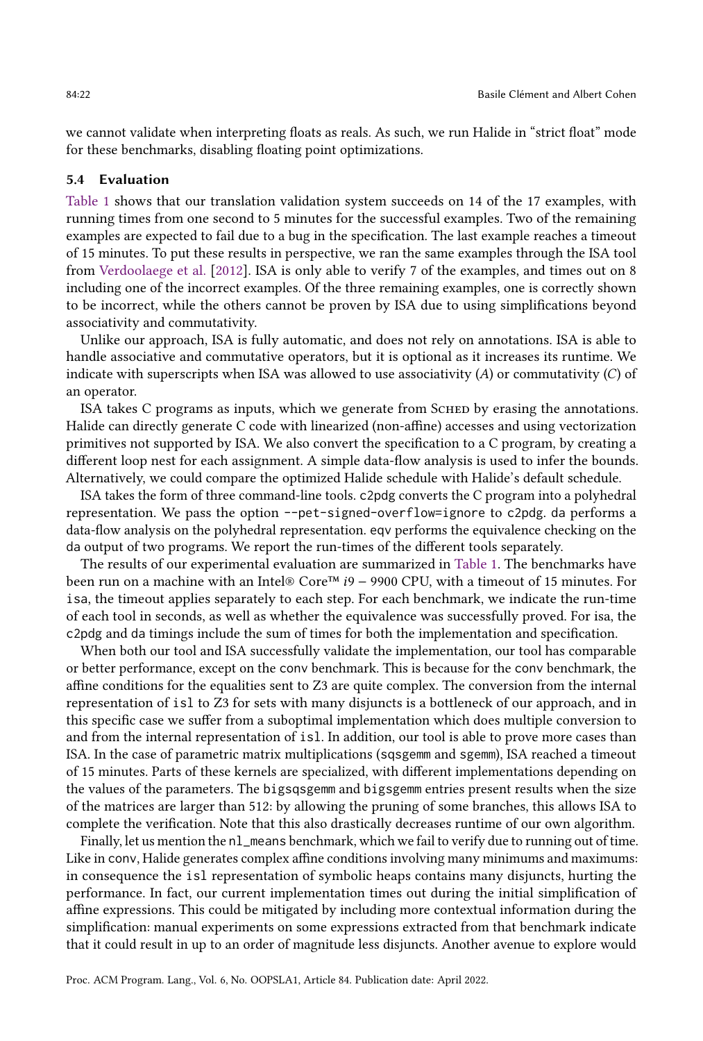we cannot validate when interpreting floats as reals. As such, we run Halide in "strict float" mode for these benchmarks, disabling floating point optimizations.

### 5.4 Evaluation

Table 1 shows that our translation validation system succeeds on 14 of the 17 examples, with running times from one second to 5 minutes for the successful examples. Two of the remaining examples are expected to fail due to a bug in the specification. The last example reaches a timeout of 15 minutes. To put these results in perspective, we ran the same examples through the ISA tool from Verdoolaege et al. [2012]. ISA is only able to verify 7 of the examples, and times out on 8 including one of the incorrect examples. Of the three remaining examples, one is correctly shown to be incorrect, while the others cannot be proven by ISA due to using simplifications beyond associativity and commutativity.

Unlike our approach, ISA is fully automatic, and does not rely on annotations. ISA is able to handle associative and commutative operators, but it is optional as it increases its runtime. We indicate with superscripts when ISA was allowed to use associativity ($A$) or commutativity ($C$) of an operator.

ISA takes C programs as inputs, which we generate from Sched by erasing the annotations. Halide can directly generate C code with linearized (non-affine) accesses and using vectorization primitives not supported by ISA. We also convert the specification to a C program, by creating a different loop nest for each assignment. A simple data-flow analysis is used to infer the bounds. Alternatively, we could compare the optimized Halide schedule with Halide's default schedule.

ISA takes the form of three command-line tools. `c2pdg` converts the C program into a polyhedral representation. We pass the option `--pet-signed-overflow=ignore` to `c2pdg`. `da` performs a data-flow analysis on the polyhedral representation. `eqv` performs the equivalence checking on the `da` output of two programs. We report the run-times of the different tools separately.

The results of our experimental evaluation are summarized in Table 1. The benchmarks have been run on a machine with an Intel® Core™ $i9-9900$ CPU, with a timeout of 15 minutes. For `isa`, the timeout applies separately to each step. For each benchmark, we indicate the run-time of each tool in seconds, as well as whether the equivalence was successfully proved. For isa, the `c2pdg` and `da` timings include the sum of times for both the implementation and specification.

When both our tool and ISA successfully validate the implementation, our tool has comparable or better performance, except on the `conv` benchmark. This is because for the `conv` benchmark, the affine conditions for the equalities sent to Z3 are quite complex. The conversion from the internal representation of `isl` to Z3 for sets with many disjuncts is a bottleneck of our approach, and in this specific case we suffer from a suboptimal implementation which does multiple conversion to and from the internal representation of `isl`. In addition, our tool is able to prove more cases than ISA. In the case of parametric matrix multiplications (`sqsgemm` and `sgemm`), ISA reached a timeout of 15 minutes. Parts of these kernels are specialized, with different implementations depending on the values of the parameters. The `bigsqsgemm` and `bigsgemm` entries present results when the size of the matrices are larger than 512: by allowing the pruning of some branches, this allows ISA to complete the verification. Note that this also drastically decreases runtime of our own algorithm.

Finally, let us mention the `nl_means` benchmark, which we fail to verify due to running out of time. Like in `conv`, Halide generates complex affine conditions involving many minimums and maximums: in consequence the `isl` representation of symbolic heaps contains many disjuncts, hurting the performance. In fact, our current implementation times out during the initial simplification of affine expressions. This could be mitigated by including more contextual information during the simplification: manual experiments on some expressions extracted from that benchmark indicate that it could result in up to an order of magnitude less disjuncts. Another avenue to explore would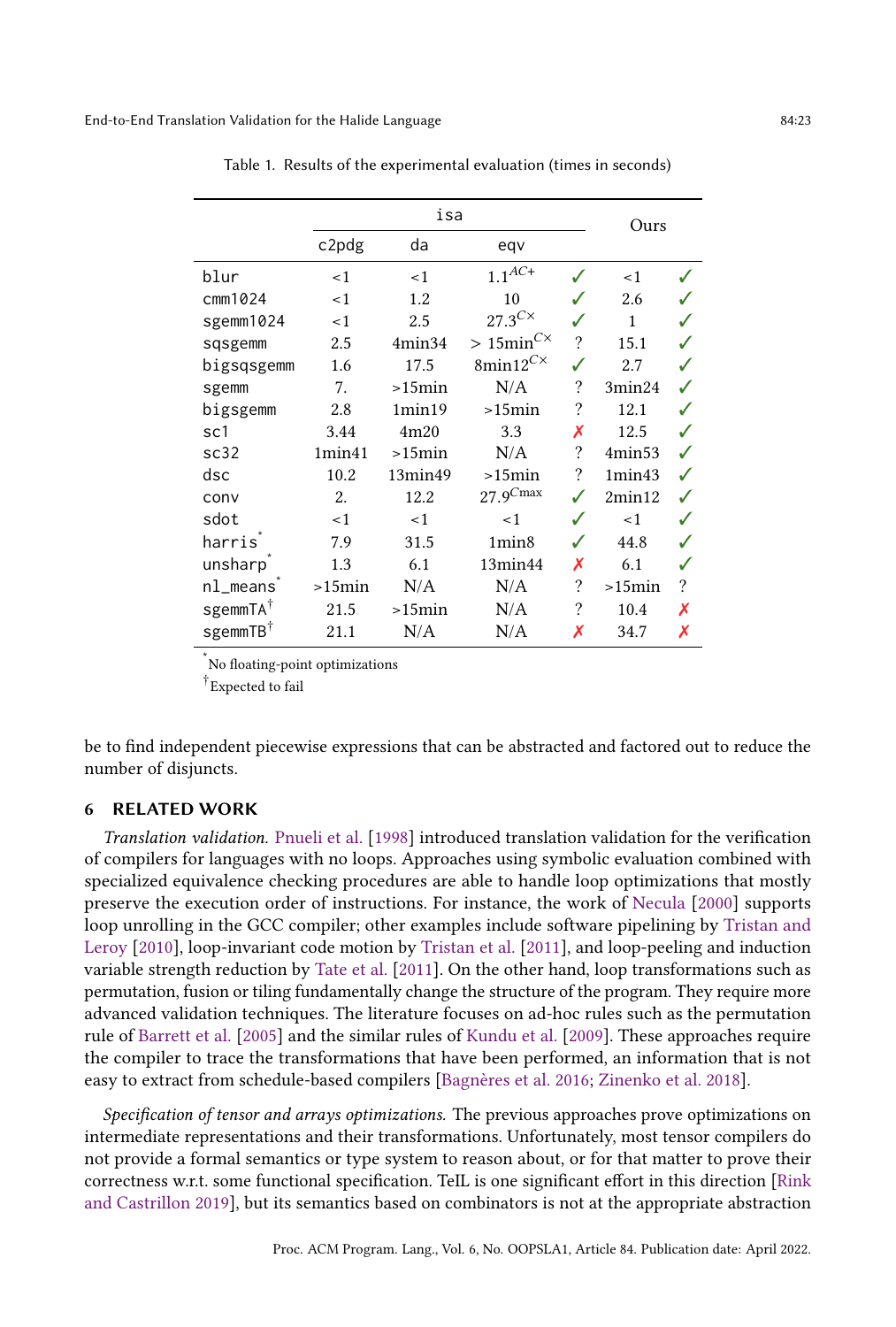Table 1. Results of the experimental evaluation (times in seconds)

| | isa | | | | Ours | |
|---|---|---|---|---|---|---|
| | c2pdg | da | eqv | | | |
| blur | <1 | <1 | $1.1^{AC+}$ | ✓ | <1 | ✓ |
| cmm1024 | <1 | 1.2 | 10 | ✓ | 2.6 | ✓ |
| sgemm1024 | <1 | 2.5 | $27.3^{C\times}$ | ✓ | 1 | ✓ |
| sqsgemm | 2.5 | 4min34 | $> 15\text{min}^{C\times}$ | ? | 15.1 | ✓ |
| bigsqsgemm | 1.6 | 17.5 | $8\text{min}12^{C\times}$ | ✓ | 2.7 | ✓ |
| sgemm | 7. | >15min | N/A | ? | 3min24 | ✓ |
| bigsgemm | 2.8 | 1min19 | >15min | ? | 12.1 | ✓ |
| sc1 | 3.44 | 4m20 | 3.3 | ✗ | 12.5 | ✓ |
| sc32 | 1min41 | >15min | N/A | ? | 4min53 | ✓ |
| dsc | 10.2 | 13min49 | >15min | ? | 1min43 | ✓ |
| conv | 2. | 12.2 | $27.9^{C\max}$ | ✓ | 2min12 | ✓ |
| sdot | <1 | <1 | <1 | ✓ | <1 | ✓ |
| harris* | 7.9 | 31.5 | 1min8 | ✓ | 44.8 | ✓ |
| unsharp* | 1.3 | 6.1 | 13min44 | ✗ | 6.1 | ✓ |
| nl_means* | >15min | N/A | N/A | ? | >15min | ? |
| sgemmTA† | 21.5 | >15min | N/A | ? | 10.4 | ✗ |
| sgemmTB† | 21.1 | N/A | N/A | ✗ | 34.7 | ✗ |

*No floating-point optimizations

†Expected to fail

be to find independent piecewise expressions that can be abstracted and factored out to reduce the number of disjuncts.

## 6 RELATED WORK

*Translation validation.* Pnueli et al. [1998] introduced translation validation for the verification of compilers for languages with no loops. Approaches using symbolic evaluation combined with specialized equivalence checking procedures are able to handle loop optimizations that mostly preserve the execution order of instructions. For instance, the work of Necula [2000] supports loop unrolling in the GCC compiler; other examples include software pipelining by Tristan and Leroy [2010], loop-invariant code motion by Tristan et al. [2011], and loop-peeling and induction variable strength reduction by Tate et al. [2011]. On the other hand, loop transformations such as permutation, fusion or tiling fundamentally change the structure of the program. They require more advanced validation techniques. The literature focuses on ad-hoc rules such as the permutation rule of Barrett et al. [2005] and the similar rules of Kundu et al. [2009]. These approaches require the compiler to trace the transformations that have been performed, an information that is not easy to extract from schedule-based compilers [Bagnères et al. 2016; Zinenko et al. 2018].

*Specification of tensor and arrays optimizations.* The previous approaches prove optimizations on intermediate representations and their transformations. Unfortunately, most tensor compilers do not provide a formal semantics or type system to reason about, or for that matter to prove their correctness w.r.t. some functional specification. TeIL is one significant effort in this direction [Rink and Castrillon 2019], but its semantics based on combinators is not at the appropriate abstraction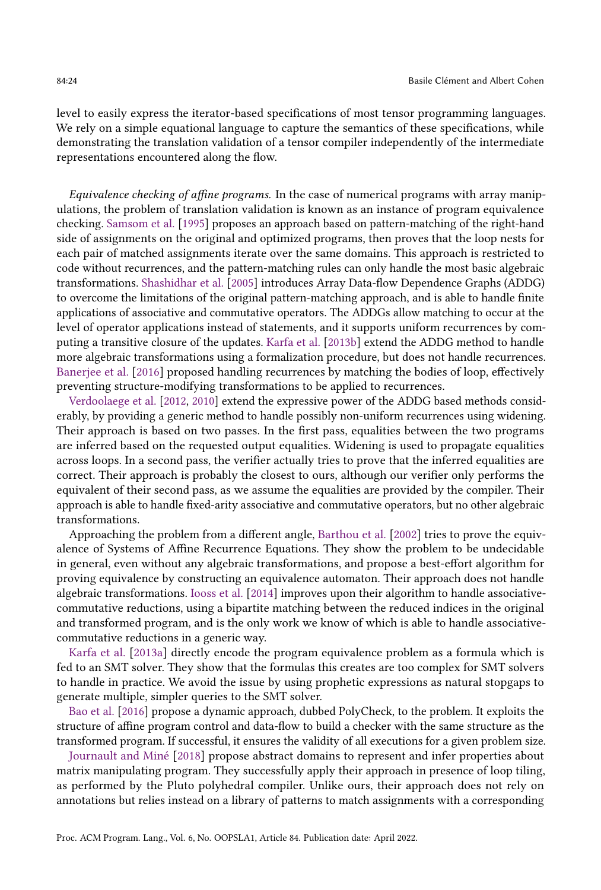level to easily express the iterator-based specifications of most tensor programming languages. We rely on a simple equational language to capture the semantics of these specifications, while demonstrating the translation validation of a tensor compiler independently of the intermediate representations encountered along the flow.

*Equivalence checking of affine programs.* In the case of numerical programs with array manipulations, the problem of translation validation is known as an instance of program equivalence checking. Samsom et al. [1995] proposes an approach based on pattern-matching of the right-hand side of assignments on the original and optimized programs, then proves that the loop nests for each pair of matched assignments iterate over the same domains. This approach is restricted to code without recurrences, and the pattern-matching rules can only handle the most basic algebraic transformations. Shashidhar et al. [2005] introduces Array Data-flow Dependence Graphs (ADDG) to overcome the limitations of the original pattern-matching approach, and is able to handle finite applications of associative and commutative operators. The ADDGs allow matching to occur at the level of operator applications instead of statements, and it supports uniform recurrences by computing a transitive closure of the updates. Karfa et al. [2013b] extend the ADDG method to handle more algebraic transformations using a formalization procedure, but does not handle recurrences. Banerjee et al. [2016] proposed handling recurrences by matching the bodies of loop, effectively preventing structure-modifying transformations to be applied to recurrences.

Verdoolaege et al. [2012, 2010] extend the expressive power of the ADDG based methods considerably, by providing a generic method to handle possibly non-uniform recurrences using widening. Their approach is based on two passes. In the first pass, equalities between the two programs are inferred based on the requested output equalities. Widening is used to propagate equalities across loops. In a second pass, the verifier actually tries to prove that the inferred equalities are correct. Their approach is probably the closest to ours, although our verifier only performs the equivalent of their second pass, as we assume the equalities are provided by the compiler. Their approach is able to handle fixed-arity associative and commutative operators, but no other algebraic transformations.

Approaching the problem from a different angle, Barthou et al. [2002] tries to prove the equivalence of Systems of Affine Recurrence Equations. They show the problem to be undecidable in general, even without any algebraic transformations, and propose a best-effort algorithm for proving equivalence by constructing an equivalence automaton. Their approach does not handle algebraic transformations. Iooss et al. [2014] improves upon their algorithm to handle associative-commutative reductions, using a bipartite matching between the reduced indices in the original and transformed program, and is the only work we know of which is able to handle associative-commutative reductions in a generic way.

Karfa et al. [2013a] directly encode the program equivalence problem as a formula which is fed to an SMT solver. They show that the formulas this creates are too complex for SMT solvers to handle in practice. We avoid the issue by using prophetic expressions as natural stopgaps to generate multiple, simpler queries to the SMT solver.

Bao et al. [2016] propose a dynamic approach, dubbed PolyCheck, to the problem. It exploits the structure of affine program control and data-flow to build a checker with the same structure as the transformed program. If successful, it ensures the validity of all executions for a given problem size.

Journault and Miné [2018] propose abstract domains to represent and infer properties about matrix manipulating program. They successfully apply their approach in presence of loop tiling, as performed by the Pluto polyhedral compiler. Unlike ours, their approach does not rely on annotations but relies instead on a library of patterns to match assignments with a corresponding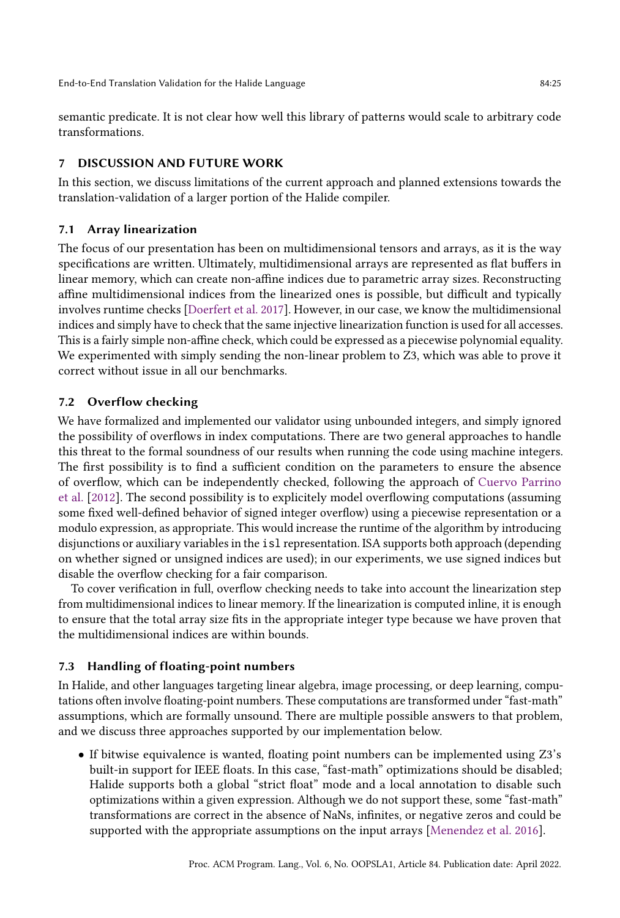semantic predicate. It is not clear how well this library of patterns would scale to arbitrary code transformations.

## 7 DISCUSSION AND FUTURE WORK

In this section, we discuss limitations of the current approach and planned extensions towards the translation-validation of a larger portion of the Halide compiler.

### 7.1 Array linearization

The focus of our presentation has been on multidimensional tensors and arrays, as it is the way specifications are written. Ultimately, multidimensional arrays are represented as flat buffers in linear memory, which can create non-affine indices due to parametric array sizes. Reconstructing affine multidimensional indices from the linearized ones is possible, but difficult and typically involves runtime checks [Doerfert et al. 2017]. However, in our case, we know the multidimensional indices and simply have to check that the same injective linearization function is used for all accesses. This is a fairly simple non-affine check, which could be expressed as a piecewise polynomial equality. We experimented with simply sending the non-linear problem to Z3, which was able to prove it correct without issue in all our benchmarks.

### 7.2 Overflow checking

We have formalized and implemented our validator using unbounded integers, and simply ignored the possibility of overflows in index computations. There are two general approaches to handle this threat to the formal soundness of our results when running the code using machine integers. The first possibility is to find a sufficient condition on the parameters to ensure the absence of overflow, which can be independently checked, following the approach of Cuervo Parrino et al. [2012]. The second possibility is to explicitely model overflowing computations (assuming some fixed well-defined behavior of signed integer overflow) using a piecewise representation or a modulo expression, as appropriate. This would increase the runtime of the algorithm by introducing disjunctions or auxiliary variables in the `isl` representation. ISA supports both approach (depending on whether signed or unsigned indices are used); in our experiments, we use signed indices but disable the overflow checking for a fair comparison.

To cover verification in full, overflow checking needs to take into account the linearization step from multidimensional indices to linear memory. If the linearization is computed inline, it is enough to ensure that the total array size fits in the appropriate integer type because we have proven that the multidimensional indices are within bounds.

### 7.3 Handling of floating-point numbers

In Halide, and other languages targeting linear algebra, image processing, or deep learning, computations often involve floating-point numbers. These computations are transformed under "fast-math" assumptions, which are formally unsound. There are multiple possible answers to that problem, and we discuss three approaches supported by our implementation below.

- If bitwise equivalence is wanted, floating point numbers can be implemented using Z3's built-in support for IEEE floats. In this case, "fast-math" optimizations should be disabled; Halide supports both a global "strict float" mode and a local annotation to disable such optimizations within a given expression. Although we do not support these, some "fast-math" transformations are correct in the absence of NaNs, infinites, or negative zeros and could be supported with the appropriate assumptions on the input arrays [Menendez et al. 2016].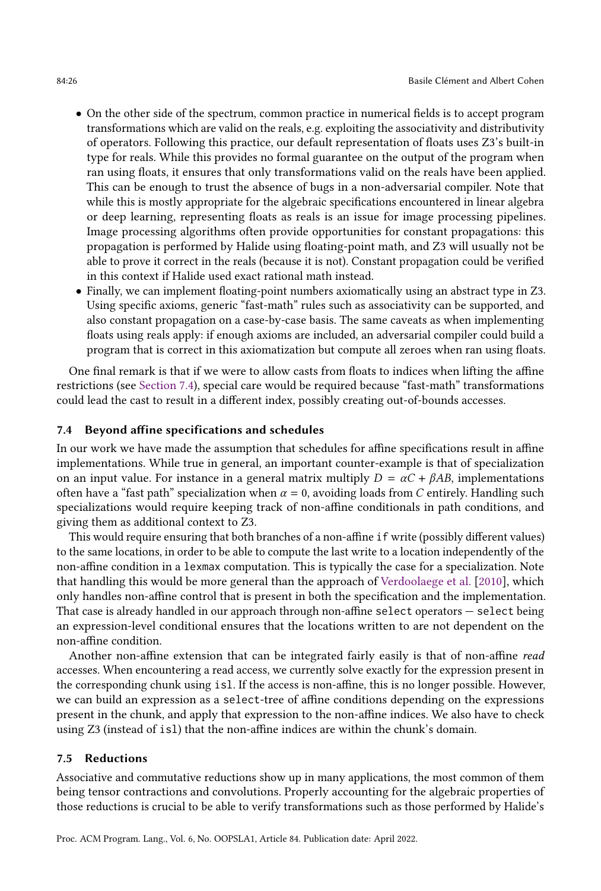- On the other side of the spectrum, common practice in numerical fields is to accept program transformations which are valid on the reals, e.g. exploiting the associativity and distributivity of operators. Following this practice, our default representation of floats uses Z3's built-in type for reals. While this provides no formal guarantee on the output of the program when ran using floats, it ensures that only transformations valid on the reals have been applied. This can be enough to trust the absence of bugs in a non-adversarial compiler. Note that while this is mostly appropriate for the algebraic specifications encountered in linear algebra or deep learning, representing floats as reals is an issue for image processing pipelines. Image processing algorithms often provide opportunities for constant propagations: this propagation is performed by Halide using floating-point math, and Z3 will usually not be able to prove it correct in the reals (because it is not). Constant propagation could be verified in this context if Halide used exact rational math instead.
- Finally, we can implement floating-point numbers axiomatically using an abstract type in Z3. Using specific axioms, generic "fast-math" rules such as associativity can be supported, and also constant propagation on a case-by-case basis. The same caveats as when implementing floats using reals apply: if enough axioms are included, an adversarial compiler could build a program that is correct in this axiomatization but compute all zeroes when ran using floats.

One final remark is that if we were to allow casts from floats to indices when lifting the affine restrictions (see Section 7.4), special care would be required because "fast-math" transformations could lead the cast to result in a different index, possibly creating out-of-bounds accesses.

### 7.4 Beyond affine specifications and schedules

In our work we have made the assumption that schedules for affine specifications result in affine implementations. While true in general, an important counter-example is that of specialization on an input value. For instance in a general matrix multiply $D = \alpha C + \beta AB$, implementations often have a "fast path" specialization when $\alpha = 0$, avoiding loads from $C$ entirely. Handling such specializations would require keeping track of non-affine conditionals in path conditions, and giving them as additional context to Z3.

This would require ensuring that both branches of a non-affine `if` write (possibly different values) to the same locations, in order to be able to compute the last write to a location independently of the non-affine condition in a `lexmax` computation. This is typically the case for a specialization. Note that handling this would be more general than the approach of Verdoolaege et al. [2010], which only handles non-affine control that is present in both the specification and the implementation. That case is already handled in our approach through non-affine `select` operators — `select` being an expression-level conditional ensures that the locations written to are not dependent on the non-affine condition.

Another non-affine extension that can be integrated fairly easily is that of non-affine *read* accesses. When encountering a read access, we currently solve exactly for the expression present in the corresponding chunk using `isl`. If the access is non-affine, this is no longer possible. However, we can build an expression as a `select`-tree of affine conditions depending on the expressions present in the chunk, and apply that expression to the non-affine indices. We also have to check using Z3 (instead of `isl`) that the non-affine indices are within the chunk's domain.

### 7.5 Reductions

Associative and commutative reductions show up in many applications, the most common of them being tensor contractions and convolutions. Properly accounting for the algebraic properties of those reductions is crucial to be able to verify transformations such as those performed by Halide's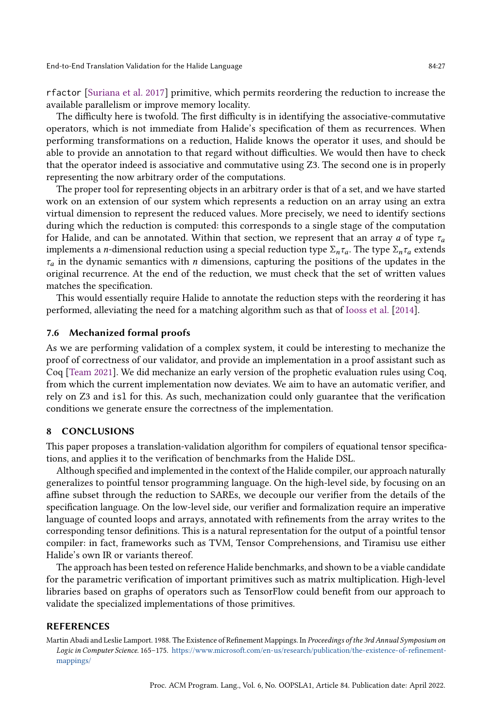rfactor [Suriana et al. 2017] primitive, which permits reordering the reduction to increase the available parallelism or improve memory locality.

The difficulty here is twofold. The first difficulty is in identifying the associative-commutative operators, which is not immediate from Halide's specification of them as recurrences. When performing transformations on a reduction, Halide knows the operator it uses, and should be able to provide an annotation to that regard without difficulties. We would then have to check that the operator indeed is associative and commutative using Z3. The second one is in properly representing the now arbitrary order of the computations.

The proper tool for representing objects in an arbitrary order is that of a set, and we have started work on an extension of our system which represents a reduction on an array using an extra virtual dimension to represent the reduced values. More precisely, we need to identify sections during which the reduction is computed: this corresponds to a single stage of the computation for Halide, and can be annotated. Within that section, we represent that an array $a$ of type $\tau_a$ implements a $n$-dimensional reduction using a special reduction type $\Sigma_n \tau_a$. The type $\Sigma_n \tau_a$ extends $\tau_a$ in the dynamic semantics with $n$ dimensions, capturing the positions of the updates in the original recurrence. At the end of the reduction, we must check that the set of written values matches the specification.

This would essentially require Halide to annotate the reduction steps with the reordering it has performed, alleviating the need for a matching algorithm such as that of Iooss et al. [2014].

### 7.6 Mechanized formal proofs

As we are performing validation of a complex system, it could be interesting to mechanize the proof of correctness of our validator, and provide an implementation in a proof assistant such as Coq [Team 2021]. We did mechanize an early version of the prophetic evaluation rules using Coq, from which the current implementation now deviates. We aim to have an automatic verifier, and rely on Z3 and isl for this. As such, mechanization could only guarantee that the verification conditions we generate ensure the correctness of the implementation.

## 8 CONCLUSIONS

This paper proposes a translation-validation algorithm for compilers of equational tensor specifications, and applies it to the verification of benchmarks from the Halide DSL.

Although specified and implemented in the context of the Halide compiler, our approach naturally generalizes to pointful tensor programming language. On the high-level side, by focusing on an affine subset through the reduction to SAREs, we decouple our verifier from the details of the specification language. On the low-level side, our verifier and formalization require an imperative language of counted loops and arrays, annotated with refinements from the array writes to the corresponding tensor definitions. This is a natural representation for the output of a pointful tensor compiler: in fact, frameworks such as TVM, Tensor Comprehensions, and Tiramisu use either Halide's own IR or variants thereof.

The approach has been tested on reference Halide benchmarks, and shown to be a viable candidate for the parametric verification of important primitives such as matrix multiplication. High-level libraries based on graphs of operators such as TensorFlow could benefit from our approach to validate the specialized implementations of those primitives.

## REFERENCES

Martin Abadi and Leslie Lamport. 1988. The Existence of Refinement Mappings. In *Proceedings of the 3rd Annual Symposium on Logic in Computer Science*. 165–175. https://www.microsoft.com/en-us/research/publication/the-existence-of-refinement-mappings/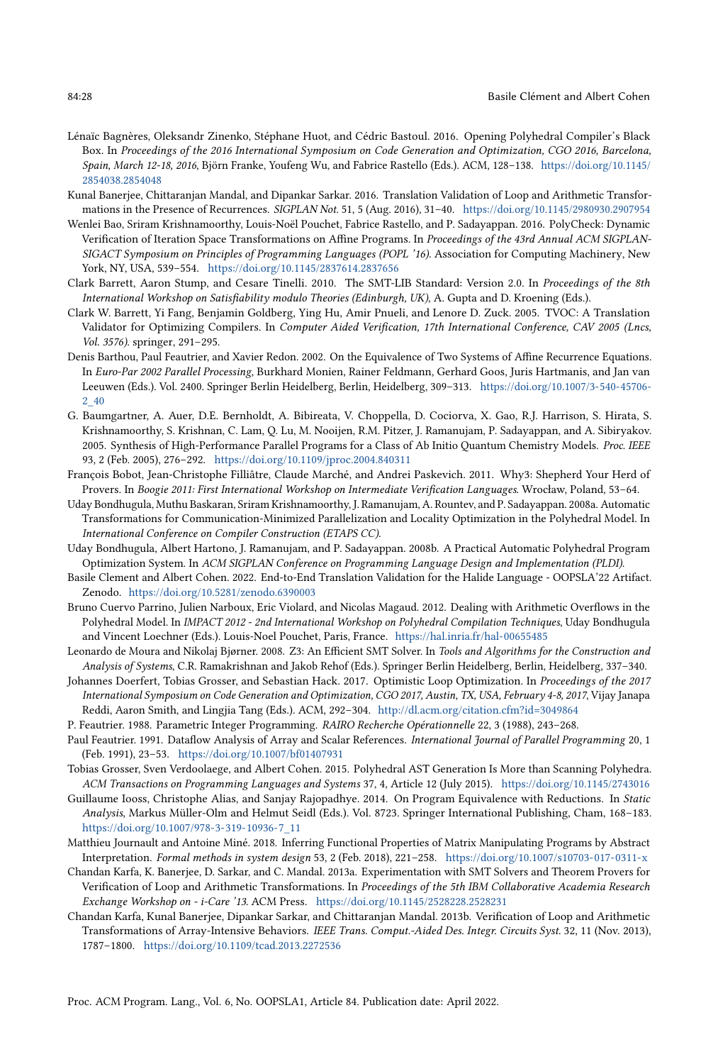Lénaïc Bagnères, Oleksandr Zinenko, Stéphane Huot, and Cédric Bastoul. 2016. Opening Polyhedral Compiler's Black Box. In *Proceedings of the 2016 International Symposium on Code Generation and Optimization, CGO 2016, Barcelona, Spain, March 12-18, 2016*, Björn Franke, Youfeng Wu, and Fabrice Rastello (Eds.). ACM, 128–138. https://doi.org/10.1145/2854038.2854048

Kunal Banerjee, Chittaranjan Mandal, and Dipankar Sarkar. 2016. Translation Validation of Loop and Arithmetic Transformations in the Presence of Recurrences. *SIGPLAN Not.* 51, 5 (Aug. 2016), 31–40. https://doi.org/10.1145/2980930.2907954

Wenlei Bao, Sriram Krishnamoorthy, Louis-Noël Pouchet, Fabrice Rastello, and P. Sadayappan. 2016. PolyCheck: Dynamic Verification of Iteration Space Transformations on Affine Programs. In *Proceedings of the 43rd Annual ACM SIGPLAN-SIGACT Symposium on Principles of Programming Languages (POPL '16)*. Association for Computing Machinery, New York, NY, USA, 539–554. https://doi.org/10.1145/2837614.2837656

Clark Barrett, Aaron Stump, and Cesare Tinelli. 2010. The SMT-LIB Standard: Version 2.0. In *Proceedings of the 8th International Workshop on Satisfiability modulo Theories (Edinburgh, UK)*, A. Gupta and D. Kroening (Eds.).

Clark W. Barrett, Yi Fang, Benjamin Goldberg, Ying Hu, Amir Pnueli, and Lenore D. Zuck. 2005. TVOC: A Translation Validator for Optimizing Compilers. In *Computer Aided Verification, 17th International Conference, CAV 2005 (Lncs, Vol. 3576)*. springer, 291–295.

Denis Barthou, Paul Feautrier, and Xavier Redon. 2002. On the Equivalence of Two Systems of Affine Recurrence Equations. In *Euro-Par 2002 Parallel Processing*, Burkhard Monien, Rainer Feldmann, Gerhard Goos, Juris Hartmanis, and Jan van Leeuwen (Eds.). Vol. 2400. Springer Berlin Heidelberg, Berlin, Heidelberg, 309–313. https://doi.org/10.1007/3-540-45706-2_40

G. Baumgartner, A. Auer, D.E. Bernholdt, A. Bibireata, V. Choppella, D. Cociorva, X. Gao, R.J. Harrison, S. Hirata, S. Krishnamoorthy, S. Krishnan, C. Lam, Q. Lu, M. Nooijen, R.M. Pitzer, J. Ramanujam, P. Sadayappan, and A. Sibiryakov. 2005. Synthesis of High-Performance Parallel Programs for a Class of Ab Initio Quantum Chemistry Models. *Proc. IEEE* 93, 2 (Feb. 2005), 276–292. https://doi.org/10.1109/jproc.2004.840311

François Bobot, Jean-Christophe Filliâtre, Claude Marché, and Andrei Paskevich. 2011. Why3: Shepherd Your Herd of Provers. In *Boogie 2011: First International Workshop on Intermediate Verification Languages*. Wrocław, Poland, 53–64.

Uday Bondhugula, Muthu Baskaran, Sriram Krishnamoorthy, J. Ramanujam, A. Rountev, and P. Sadayappan. 2008a. Automatic Transformations for Communication-Minimized Parallelization and Locality Optimization in the Polyhedral Model. In *International Conference on Compiler Construction (ETAPS CC)*.

Uday Bondhugula, Albert Hartono, J. Ramanujam, and P. Sadayappan. 2008b. A Practical Automatic Polyhedral Program Optimization System. In *ACM SIGPLAN Conference on Programming Language Design and Implementation (PLDI)*.

Basile Clement and Albert Cohen. 2022. End-to-End Translation Validation for the Halide Language - OOPSLA'22 Artifact. Zenodo. https://doi.org/10.5281/zenodo.6390003

Bruno Cuervo Parrino, Julien Narboux, Eric Violard, and Nicolas Magaud. 2012. Dealing with Arithmetic Overflows in the Polyhedral Model. In *IMPACT 2012 - 2nd International Workshop on Polyhedral Compilation Techniques*, Uday Bondhugula and Vincent Loechner (Eds.). Louis-Noel Pouchet, Paris, France. https://hal.inria.fr/hal-00655485

Leonardo de Moura and Nikolaj Bjørner. 2008. Z3: An Efficient SMT Solver. In *Tools and Algorithms for the Construction and Analysis of Systems*, C.R. Ramakrishnan and Jakob Rehof (Eds.). Springer Berlin Heidelberg, Berlin, Heidelberg, 337–340.

Johannes Doerfert, Tobias Grosser, and Sebastian Hack. 2017. Optimistic Loop Optimization. In *Proceedings of the 2017 International Symposium on Code Generation and Optimization, CGO 2017, Austin, TX, USA, February 4-8, 2017*, Vijay Janapa Reddi, Aaron Smith, and Lingjia Tang (Eds.). ACM, 292–304. http://dl.acm.org/citation.cfm?id=3049864

P. Feautrier. 1988. Parametric Integer Programming. *RAIRO Recherche Opérationnelle* 22, 3 (1988), 243–268.

Paul Feautrier. 1991. Dataflow Analysis of Array and Scalar References. *International Journal of Parallel Programming* 20, 1 (Feb. 1991), 23–53. https://doi.org/10.1007/bf01407931

Tobias Grosser, Sven Verdoolaege, and Albert Cohen. 2015. Polyhedral AST Generation Is More than Scanning Polyhedra. *ACM Transactions on Programming Languages and Systems* 37, 4, Article 12 (July 2015). https://doi.org/10.1145/2743016

Guillaume Iooss, Christophe Alias, and Sanjay Rajopadhye. 2014. On Program Equivalence with Reductions. In *Static Analysis*, Markus Müller-Olm and Helmut Seidl (Eds.). Vol. 8723. Springer International Publishing, Cham, 168–183. https://doi.org/10.1007/978-3-319-10936-7_11

Matthieu Journault and Antoine Miné. 2018. Inferring Functional Properties of Matrix Manipulating Programs by Abstract Interpretation. *Formal methods in system design* 53, 2 (Feb. 2018), 221–258. https://doi.org/10.1007/s10703-017-0311-x

Chandan Karfa, K. Banerjee, D. Sarkar, and C. Mandal. 2013a. Experimentation with SMT Solvers and Theorem Provers for Verification of Loop and Arithmetic Transformations. In *Proceedings of the 5th IBM Collaborative Academia Research Exchange Workshop on - i-Care '13*. ACM Press. https://doi.org/10.1145/2528228.2528231

Chandan Karfa, Kunal Banerjee, Dipankar Sarkar, and Chittaranjan Mandal. 2013b. Verification of Loop and Arithmetic Transformations of Array-Intensive Behaviors. *IEEE Trans. Comput.-Aided Des. Integr. Circuits Syst.* 32, 11 (Nov. 2013), 1787–1800. https://doi.org/10.1109/tcad.2013.2272536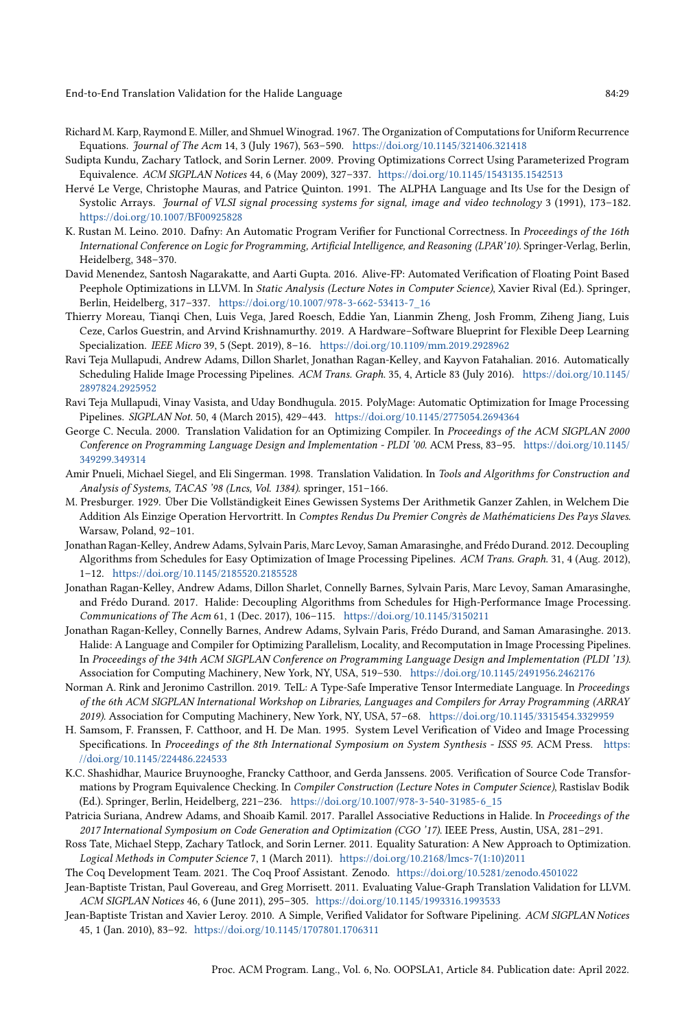Richard M. Karp, Raymond E. Miller, and Shmuel Winograd. 1967. The Organization of Computations for Uniform Recurrence Equations. *Journal of The Acm* 14, 3 (July 1967), 563–590. https://doi.org/10.1145/321406.321418

Sudipta Kundu, Zachary Tatlock, and Sorin Lerner. 2009. Proving Optimizations Correct Using Parameterized Program Equivalence. *ACM SIGPLAN Notices* 44, 6 (May 2009), 327–337. https://doi.org/10.1145/1543135.1542513

Hervé Le Verge, Christophe Mauras, and Patrice Quinton. 1991. The ALPHA Language and Its Use for the Design of Systolic Arrays. *Journal of VLSI signal processing systems for signal, image and video technology* 3 (1991), 173–182. https://doi.org/10.1007/BF00925828

K. Rustan M. Leino. 2010. Dafny: An Automatic Program Verifier for Functional Correctness. In *Proceedings of the 16th International Conference on Logic for Programming, Artificial Intelligence, and Reasoning (LPAR'10)*. Springer-Verlag, Berlin, Heidelberg, 348–370.

David Menendez, Santosh Nagarakatte, and Aarti Gupta. 2016. Alive-FP: Automated Verification of Floating Point Based Peephole Optimizations in LLVM. In *Static Analysis (Lecture Notes in Computer Science)*, Xavier Rival (Ed.). Springer, Berlin, Heidelberg, 317–337. https://doi.org/10.1007/978-3-662-53413-7_16

Thierry Moreau, Tianqi Chen, Luis Vega, Jared Roesch, Eddie Yan, Lianmin Zheng, Josh Fromm, Ziheng Jiang, Luis Ceze, Carlos Guestrin, and Arvind Krishnamurthy. 2019. A Hardware–Software Blueprint for Flexible Deep Learning Specialization. *IEEE Micro* 39, 5 (Sept. 2019), 8–16. https://doi.org/10.1109/mm.2019.2928962

Ravi Teja Mullapudi, Andrew Adams, Dillon Sharlet, Jonathan Ragan-Kelley, and Kayvon Fatahalian. 2016. Automatically Scheduling Halide Image Processing Pipelines. *ACM Trans. Graph.* 35, 4, Article 83 (July 2016). https://doi.org/10.1145/2897824.2925952

Ravi Teja Mullapudi, Vinay Vasista, and Uday Bondhugula. 2015. PolyMage: Automatic Optimization for Image Processing Pipelines. *SIGPLAN Not.* 50, 4 (March 2015), 429–443. https://doi.org/10.1145/2775054.2694364

George C. Necula. 2000. Translation Validation for an Optimizing Compiler. In *Proceedings of the ACM SIGPLAN 2000 Conference on Programming Language Design and Implementation - PLDI '00*. ACM Press, 83–95. https://doi.org/10.1145/349299.349314

Amir Pnueli, Michael Siegel, and Eli Singerman. 1998. Translation Validation. In *Tools and Algorithms for Construction and Analysis of Systems, TACAS '98 (Lncs, Vol. 1384)*. springer, 151–166.

M. Presburger. 1929. Über Die Vollständigkeit Eines Gewissen Systems Der Arithmetik Ganzer Zahlen, in Welchem Die Addition Als Einzige Operation Hervortritt. In *Comptes Rendus Du Premier Congrès de Mathématiciens Des Pays Slaves*. Warsaw, Poland, 92–101.

Jonathan Ragan-Kelley, Andrew Adams, Sylvain Paris, Marc Levoy, Saman Amarasinghe, and Frédo Durand. 2012. Decoupling Algorithms from Schedules for Easy Optimization of Image Processing Pipelines. *ACM Trans. Graph.* 31, 4 (Aug. 2012), 1–12. https://doi.org/10.1145/2185520.2185528

Jonathan Ragan-Kelley, Andrew Adams, Dillon Sharlet, Connelly Barnes, Sylvain Paris, Marc Levoy, Saman Amarasinghe, and Frédo Durand. 2017. Halide: Decoupling Algorithms from Schedules for High-Performance Image Processing. *Communications of The Acm* 61, 1 (Dec. 2017), 106–115. https://doi.org/10.1145/3150211

Jonathan Ragan-Kelley, Connelly Barnes, Andrew Adams, Sylvain Paris, Frédo Durand, and Saman Amarasinghe. 2013. Halide: A Language and Compiler for Optimizing Parallelism, Locality, and Recomputation in Image Processing Pipelines. In *Proceedings of the 34th ACM SIGPLAN Conference on Programming Language Design and Implementation (PLDI '13)*. Association for Computing Machinery, New York, NY, USA, 519–530. https://doi.org/10.1145/2491956.2462176

Norman A. Rink and Jeronimo Castrillon. 2019. TeIL: A Type-Safe Imperative Tensor Intermediate Language. In *Proceedings of the 6th ACM SIGPLAN International Workshop on Libraries, Languages and Compilers for Array Programming (ARRAY 2019)*. Association for Computing Machinery, New York, NY, USA, 57–68. https://doi.org/10.1145/3315454.3329959

H. Samsom, F. Franssen, F. Catthoor, and H. De Man. 1995. System Level Verification of Video and Image Processing Specifications. In *Proceedings of the 8th International Symposium on System Synthesis - ISSS 95*. ACM Press. https://doi.org/10.1145/224486.224533

K.C. Shashidhar, Maurice Bruynooghe, Francky Catthoor, and Gerda Janssens. 2005. Verification of Source Code Transformations by Program Equivalence Checking. In *Compiler Construction (Lecture Notes in Computer Science)*, Rastislav Bodik (Ed.). Springer, Berlin, Heidelberg, 221–236. https://doi.org/10.1007/978-3-540-31985-6_15

Patricia Suriana, Andrew Adams, and Shoaib Kamil. 2017. Parallel Associative Reductions in Halide. In *Proceedings of the 2017 International Symposium on Code Generation and Optimization (CGO '17)*. IEEE Press, Austin, USA, 281–291.

Ross Tate, Michael Stepp, Zachary Tatlock, and Sorin Lerner. 2011. Equality Saturation: A New Approach to Optimization. *Logical Methods in Computer Science* 7, 1 (March 2011). https://doi.org/10.2168/lmcs-7(1:10)2011

The Coq Development Team. 2021. The Coq Proof Assistant. Zenodo. https://doi.org/10.5281/zenodo.4501022

Jean-Baptiste Tristan, Paul Govereau, and Greg Morrisett. 2011. Evaluating Value-Graph Translation Validation for LLVM. *ACM SIGPLAN Notices* 46, 6 (June 2011), 295–305. https://doi.org/10.1145/1993316.1993533

Jean-Baptiste Tristan and Xavier Leroy. 2010. A Simple, Verified Validator for Software Pipelining. *ACM SIGPLAN Notices* 45, 1 (Jan. 2010), 83–92. https://doi.org/10.1145/1707801.1706311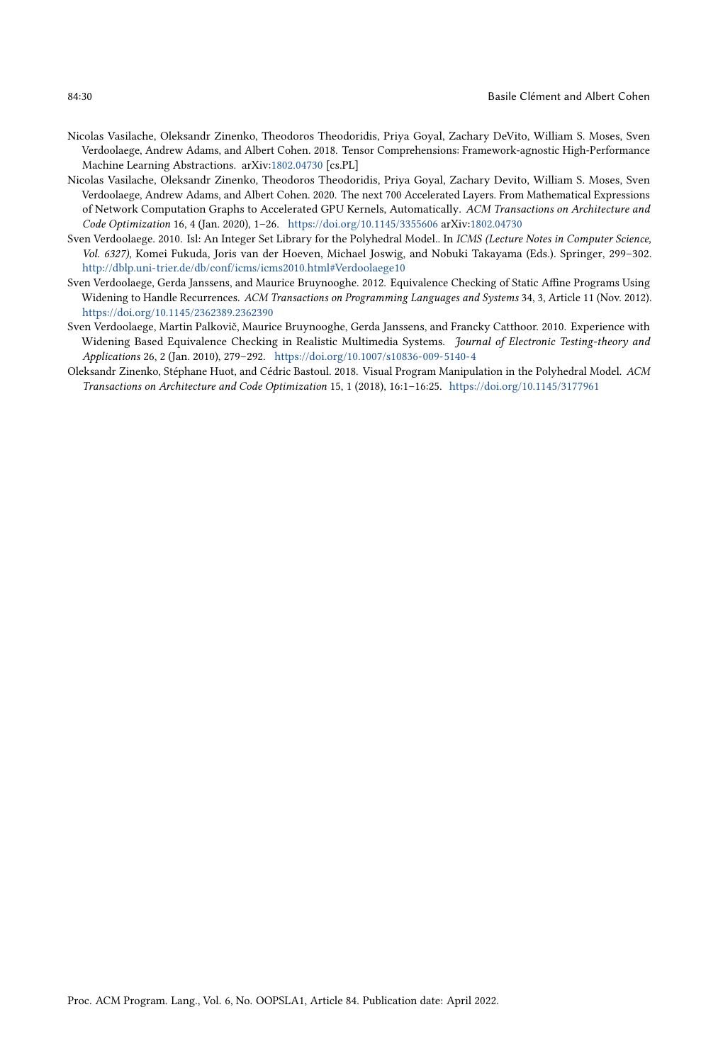Nicolas Vasilache, Oleksandr Zinenko, Theodoros Theodoridis, Priya Goyal, Zachary DeVito, William S. Moses, Sven Verdoolaege, Andrew Adams, and Albert Cohen. 2018. Tensor Comprehensions: Framework-agnostic High-Performance Machine Learning Abstractions. arXiv:1802.04730 [cs.PL]

Nicolas Vasilache, Oleksandr Zinenko, Theodoros Theodoridis, Priya Goyal, Zachary Devito, William S. Moses, Sven Verdoolaege, Andrew Adams, and Albert Cohen. 2020. The next 700 Accelerated Layers. From Mathematical Expressions of Network Computation Graphs to Accelerated GPU Kernels, Automatically. *ACM Transactions on Architecture and Code Optimization* 16, 4 (Jan. 2020), 1–26. https://doi.org/10.1145/3355606 arXiv:1802.04730

Sven Verdoolaege. 2010. Isl: An Integer Set Library for the Polyhedral Model.. In *ICMS (Lecture Notes in Computer Science, Vol. 6327)*, Komei Fukuda, Joris van der Hoeven, Michael Joswig, and Nobuki Takayama (Eds.). Springer, 299–302. http://dblp.uni-trier.de/db/conf/icms/icms2010.html#Verdoolaege10

Sven Verdoolaege, Gerda Janssens, and Maurice Bruynooghe. 2012. Equivalence Checking of Static Affine Programs Using Widening to Handle Recurrences. *ACM Transactions on Programming Languages and Systems* 34, 3, Article 11 (Nov. 2012). https://doi.org/10.1145/2362389.2362390

Sven Verdoolaege, Martin Palkovič, Maurice Bruynooghe, Gerda Janssens, and Francky Catthoor. 2010. Experience with Widening Based Equivalence Checking in Realistic Multimedia Systems. *Journal of Electronic Testing-theory and Applications* 26, 2 (Jan. 2010), 279–292. https://doi.org/10.1007/s10836-009-5140-4

Oleksandr Zinenko, Stéphane Huot, and Cédric Bastoul. 2018. Visual Program Manipulation in the Polyhedral Model. *ACM Transactions on Architecture and Code Optimization* 15, 1 (2018), 16:1–16:25. https://doi.org/10.1145/3177961